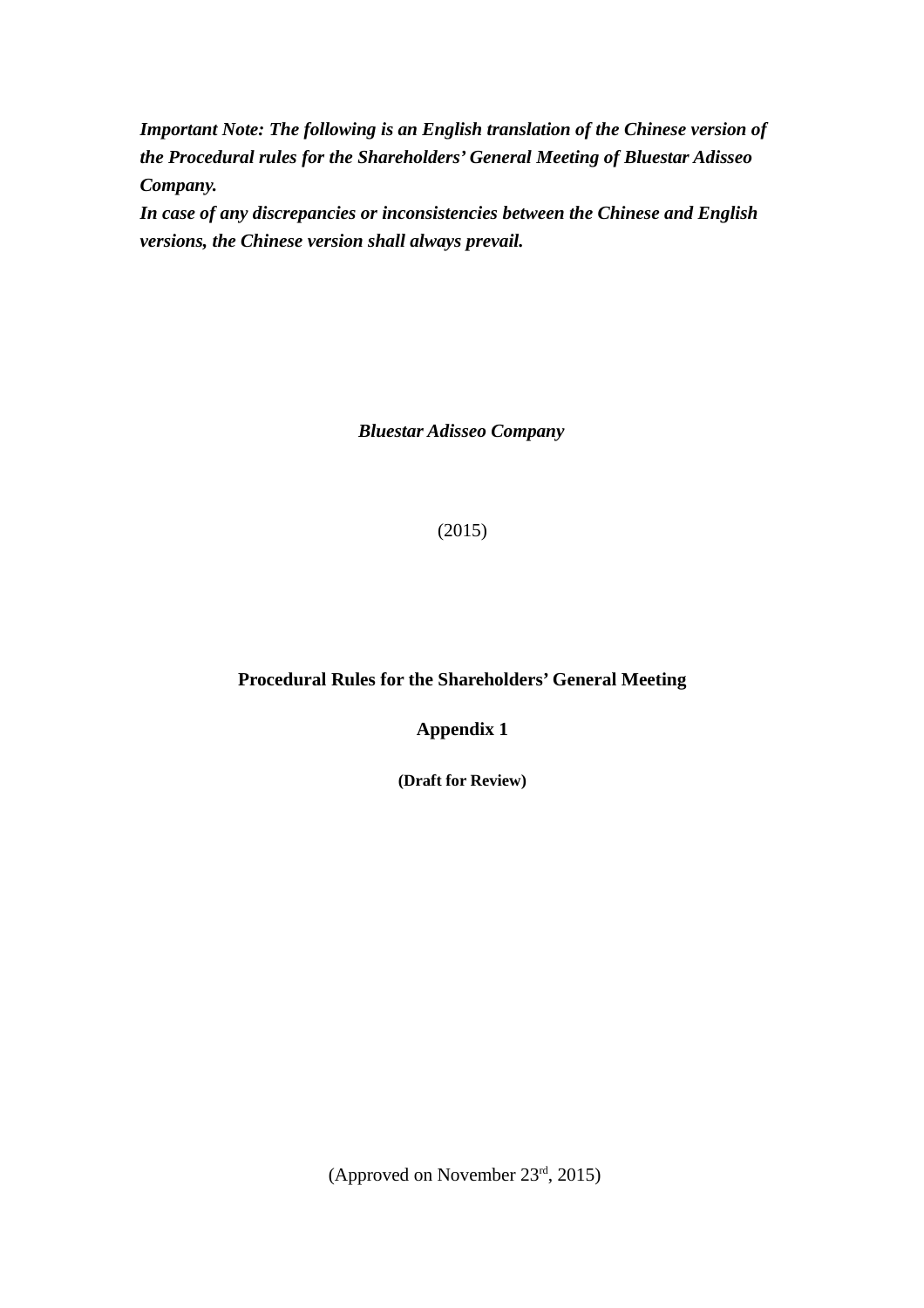***Important Note: The following is an English translation of the Chinese version of the Procedural rules for the Shareholders' General Meeting of Bluestar Adisseo Company.***
***In case of any discrepancies or inconsistencies between the Chinese and English versions, the Chinese version shall always prevail.***

***Bluestar Adisseo Company***

(2015)

**Procedural Rules for the Shareholders' General Meeting**

**Appendix 1**

**(Draft for Review)**

(Approved on November 23rd, 2015)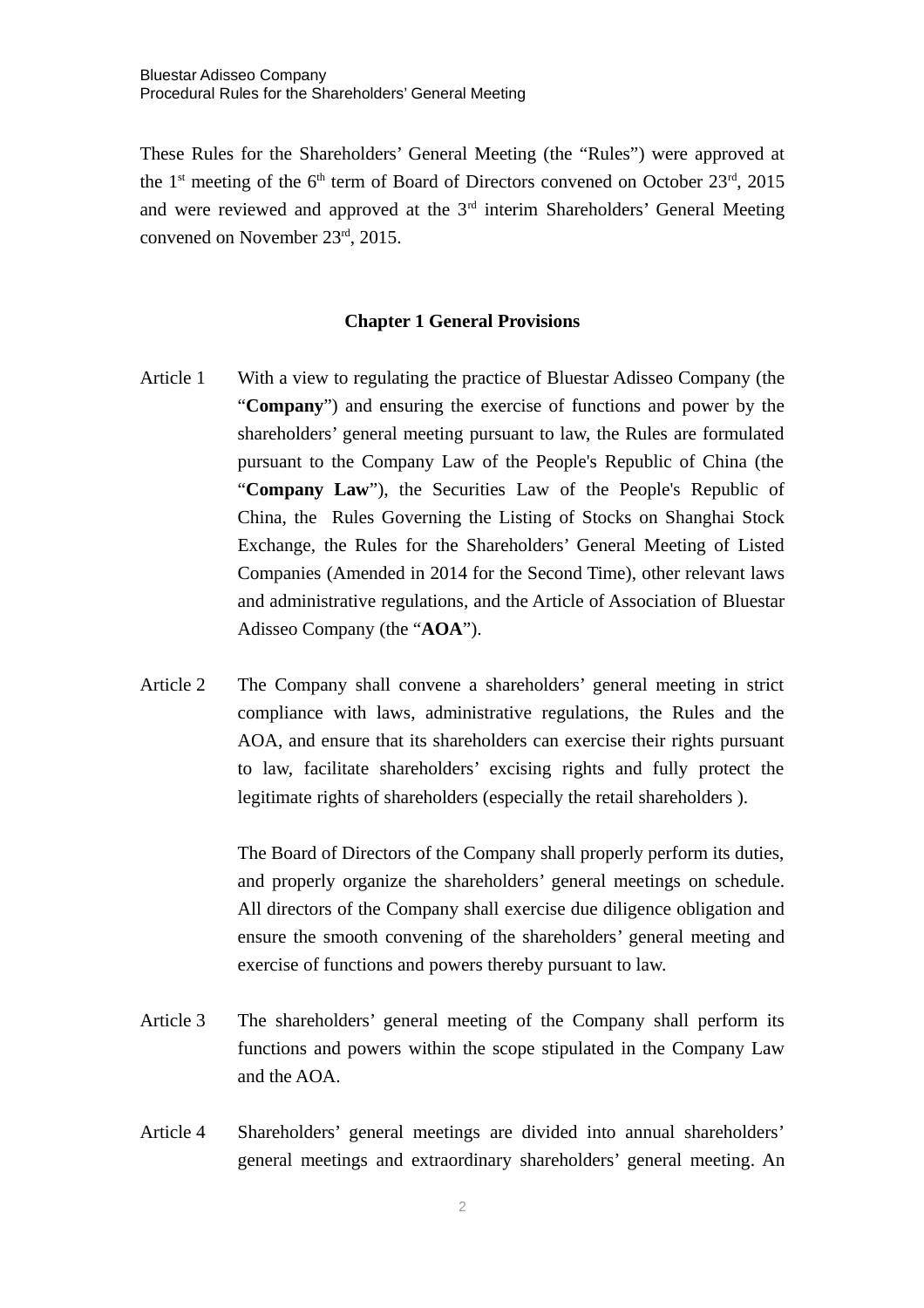These Rules for the Shareholders' General Meeting (the "Rules") were approved at the 1st meeting of the 6th term of Board of Directors convened on October 23rd, 2015 and were reviewed and approved at the 3rd interim Shareholders' General Meeting convened on November 23rd, 2015.

## Chapter 1 General Provisions

Article 1 With a view to regulating the practice of Bluestar Adisseo Company (the "**Company**") and ensuring the exercise of functions and power by the shareholders' general meeting pursuant to law, the Rules are formulated pursuant to the Company Law of the People's Republic of China (the "**Company Law**"), the Securities Law of the People's Republic of China, the Rules Governing the Listing of Stocks on Shanghai Stock Exchange, the Rules for the Shareholders' General Meeting of Listed Companies (Amended in 2014 for the Second Time), other relevant laws and administrative regulations, and the Article of Association of Bluestar Adisseo Company (the "**AOA**").

Article 2 The Company shall convene a shareholders' general meeting in strict compliance with laws, administrative regulations, the Rules and the AOA, and ensure that its shareholders can exercise their rights pursuant to law, facilitate shareholders' excising rights and fully protect the legitimate rights of shareholders (especially the retail shareholders ).

The Board of Directors of the Company shall properly perform its duties, and properly organize the shareholders' general meetings on schedule. All directors of the Company shall exercise due diligence obligation and ensure the smooth convening of the shareholders' general meeting and exercise of functions and powers thereby pursuant to law.

Article 3 The shareholders' general meeting of the Company shall perform its functions and powers within the scope stipulated in the Company Law and the AOA.

Article 4 Shareholders' general meetings are divided into annual shareholders' general meetings and extraordinary shareholders' general meeting. An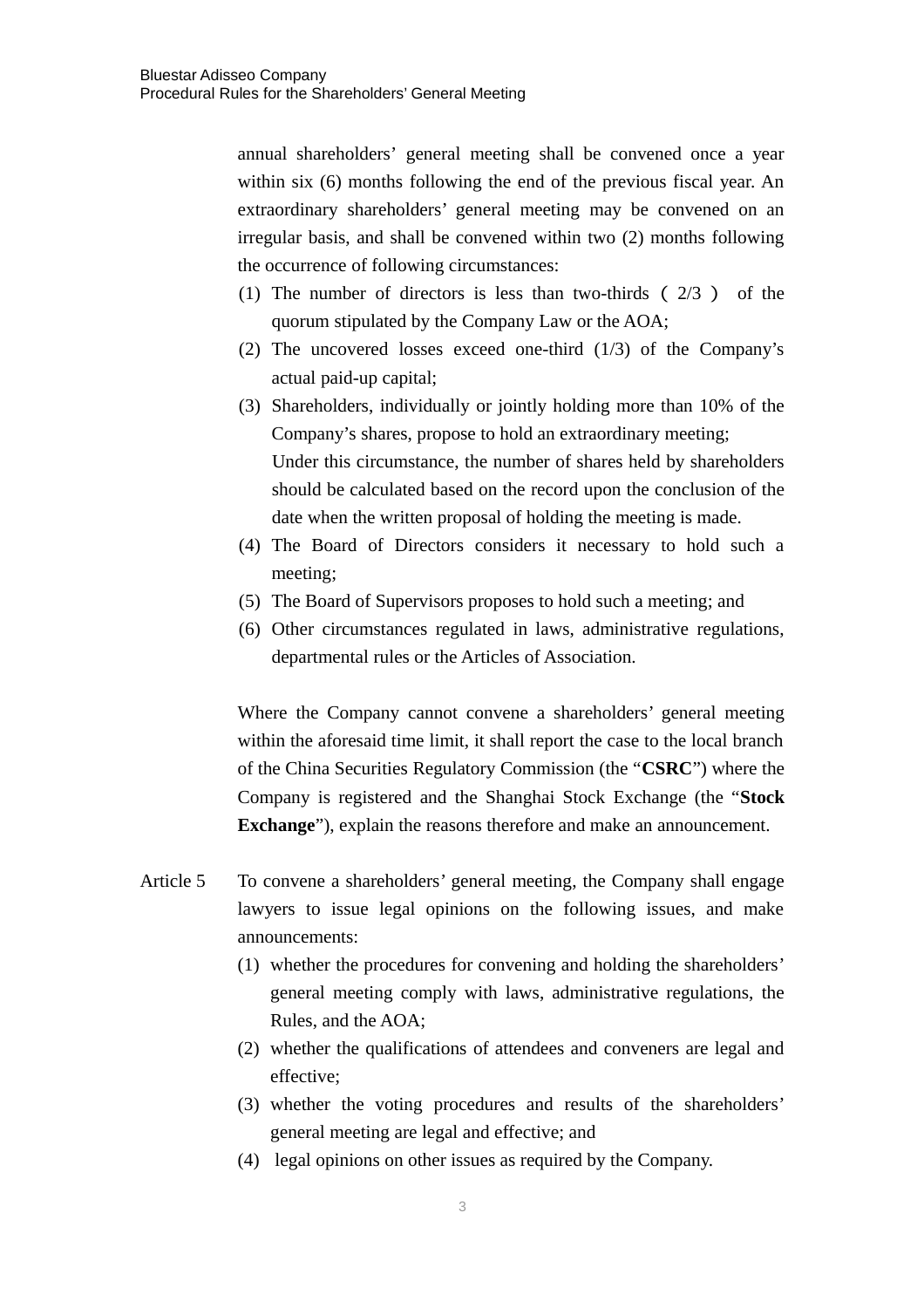annual shareholders' general meeting shall be convened once a year within six (6) months following the end of the previous fiscal year. An extraordinary shareholders' general meeting may be convened on an irregular basis, and shall be convened within two (2) months following the occurrence of following circumstances:

(1) The number of directors is less than two-thirds（2/3） of the quorum stipulated by the Company Law or the AOA;
(2) The uncovered losses exceed one-third (1/3) of the Company's actual paid-up capital;
(3) Shareholders, individually or jointly holding more than 10% of the Company's shares, propose to hold an extraordinary meeting;
    Under this circumstance, the number of shares held by shareholders should be calculated based on the record upon the conclusion of the date when the written proposal of holding the meeting is made.
(4) The Board of Directors considers it necessary to hold such a meeting;
(5) The Board of Supervisors proposes to hold such a meeting; and
(6) Other circumstances regulated in laws, administrative regulations, departmental rules or the Articles of Association.

Where the Company cannot convene a shareholders' general meeting within the aforesaid time limit, it shall report the case to the local branch of the China Securities Regulatory Commission (the "**CSRC**") where the Company is registered and the Shanghai Stock Exchange (the "**Stock Exchange**"), explain the reasons therefore and make an announcement.

Article 5 To convene a shareholders' general meeting, the Company shall engage lawyers to issue legal opinions on the following issues, and make announcements:

(1) whether the procedures for convening and holding the shareholders' general meeting comply with laws, administrative regulations, the Rules, and the AOA;
(2) whether the qualifications of attendees and conveners are legal and effective;
(3) whether the voting procedures and results of the shareholders' general meeting are legal and effective; and
(4) legal opinions on other issues as required by the Company.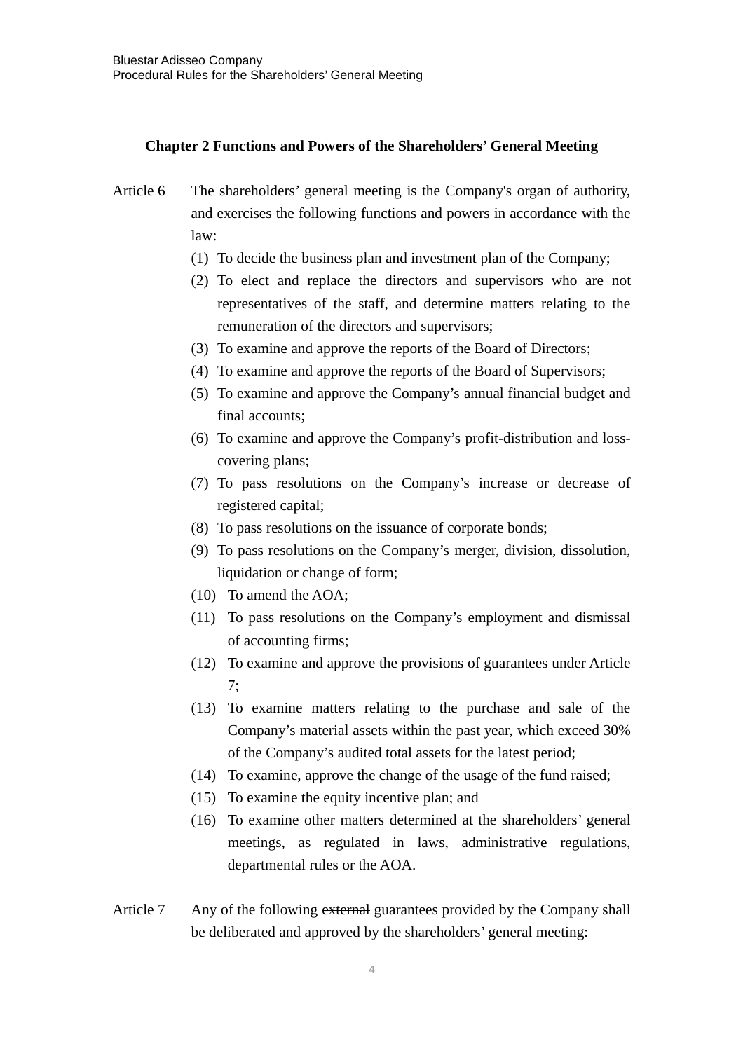## Chapter 2 Functions and Powers of the Shareholders' General Meeting

Article 6 The shareholders' general meeting is the Company's organ of authority, and exercises the following functions and powers in accordance with the law:

(1) To decide the business plan and investment plan of the Company;
(2) To elect and replace the directors and supervisors who are not representatives of the staff, and determine matters relating to the remuneration of the directors and supervisors;
(3) To examine and approve the reports of the Board of Directors;
(4) To examine and approve the reports of the Board of Supervisors;
(5) To examine and approve the Company's annual financial budget and final accounts;
(6) To examine and approve the Company's profit-distribution and loss-covering plans;
(7) To pass resolutions on the Company's increase or decrease of registered capital;
(8) To pass resolutions on the issuance of corporate bonds;
(9) To pass resolutions on the Company's merger, division, dissolution, liquidation or change of form;
(10) To amend the AOA;
(11) To pass resolutions on the Company's employment and dismissal of accounting firms;
(12) To examine and approve the provisions of guarantees under Article 7;
(13) To examine matters relating to the purchase and sale of the Company's material assets within the past year, which exceed 30% of the Company's audited total assets for the latest period;
(14) To examine, approve the change of the usage of the fund raised;
(15) To examine the equity incentive plan; and
(16) To examine other matters determined at the shareholders' general meetings, as regulated in laws, administrative regulations, departmental rules or the AOA.

Article 7 Any of the following ~~external~~ guarantees provided by the Company shall be deliberated and approved by the shareholders' general meeting: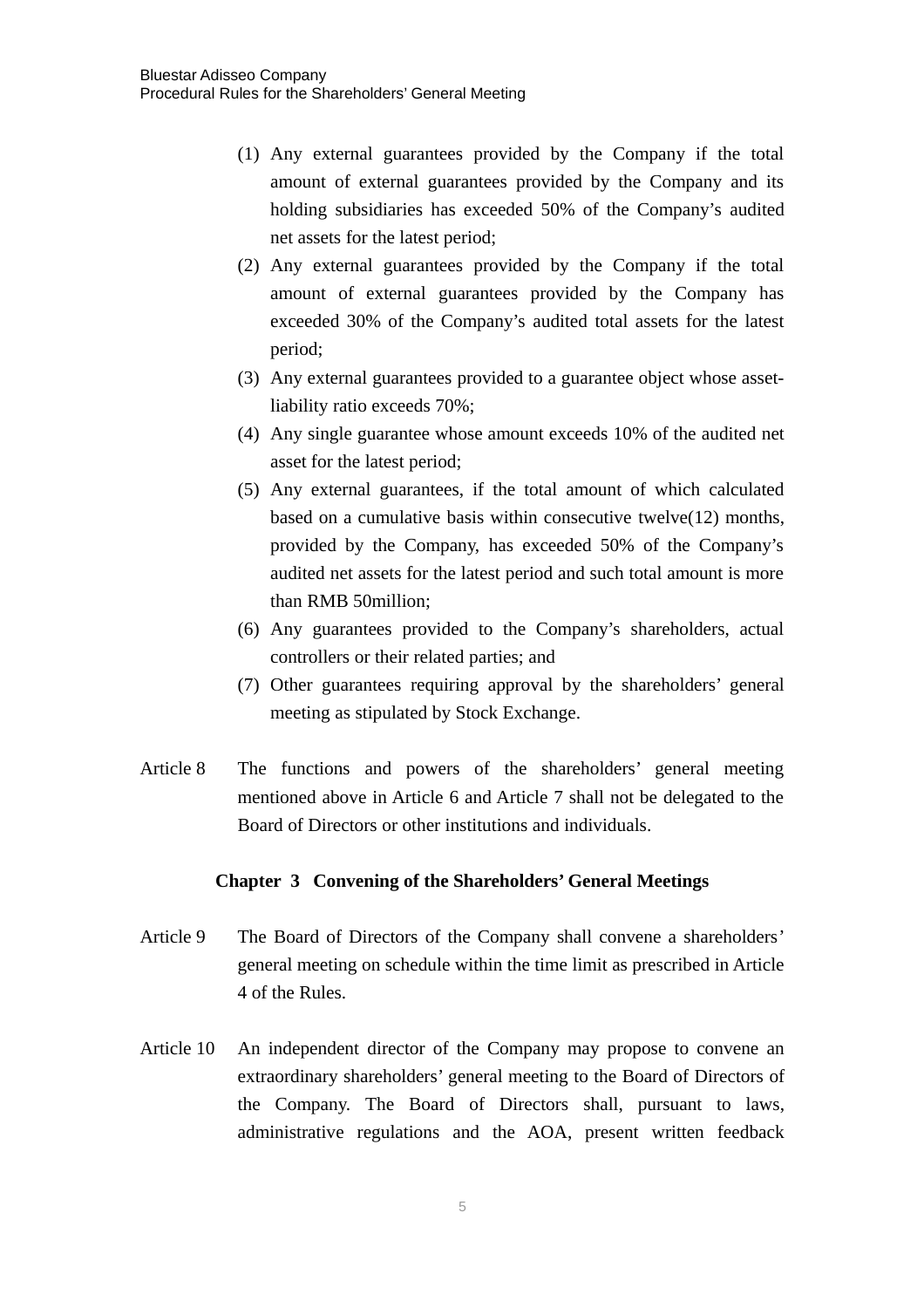(1) Any external guarantees provided by the Company if the total amount of external guarantees provided by the Company and its holding subsidiaries has exceeded 50% of the Company's audited net assets for the latest period;

(2) Any external guarantees provided by the Company if the total amount of external guarantees provided by the Company has exceeded 30% of the Company's audited total assets for the latest period;

(3) Any external guarantees provided to a guarantee object whose asset-liability ratio exceeds 70%;

(4) Any single guarantee whose amount exceeds 10% of the audited net asset for the latest period;

(5) Any external guarantees, if the total amount of which calculated based on a cumulative basis within consecutive twelve(12) months, provided by the Company, has exceeded 50% of the Company's audited net assets for the latest period and such total amount is more than RMB 50million;

(6) Any guarantees provided to the Company's shareholders, actual controllers or their related parties; and

(7) Other guarantees requiring approval by the shareholders' general meeting as stipulated by Stock Exchange.

Article 8 The functions and powers of the shareholders' general meeting mentioned above in Article 6 and Article 7 shall not be delegated to the Board of Directors or other institutions and individuals.

## Chapter 3 Convening of the Shareholders' General Meetings

Article 9 The Board of Directors of the Company shall convene a shareholders' general meeting on schedule within the time limit as prescribed in Article 4 of the Rules.

Article 10 An independent director of the Company may propose to convene an extraordinary shareholders' general meeting to the Board of Directors of the Company. The Board of Directors shall, pursuant to laws, administrative regulations and the AOA, present written feedback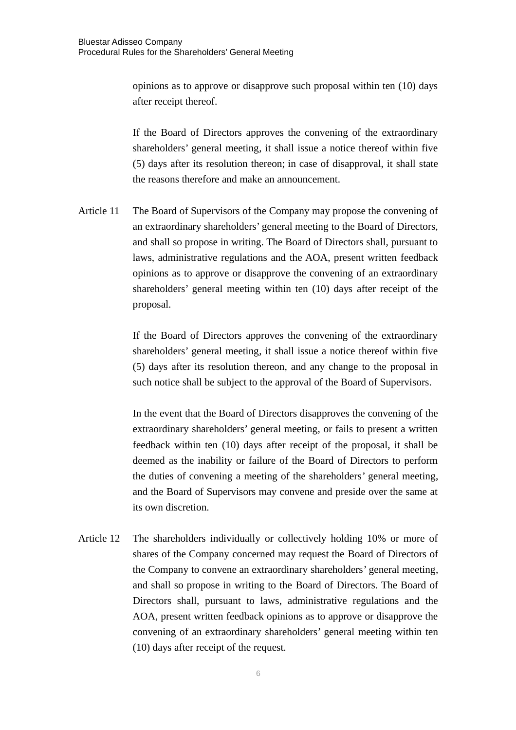opinions as to approve or disapprove such proposal within ten (10) days after receipt thereof.

If the Board of Directors approves the convening of the extraordinary shareholders' general meeting, it shall issue a notice thereof within five (5) days after its resolution thereon; in case of disapproval, it shall state the reasons therefore and make an announcement.

Article 11 The Board of Supervisors of the Company may propose the convening of an extraordinary shareholders' general meeting to the Board of Directors, and shall so propose in writing. The Board of Directors shall, pursuant to laws, administrative regulations and the AOA, present written feedback opinions as to approve or disapprove the convening of an extraordinary shareholders' general meeting within ten (10) days after receipt of the proposal.

If the Board of Directors approves the convening of the extraordinary shareholders' general meeting, it shall issue a notice thereof within five (5) days after its resolution thereon, and any change to the proposal in such notice shall be subject to the approval of the Board of Supervisors.

In the event that the Board of Directors disapproves the convening of the extraordinary shareholders' general meeting, or fails to present a written feedback within ten (10) days after receipt of the proposal, it shall be deemed as the inability or failure of the Board of Directors to perform the duties of convening a meeting of the shareholders' general meeting, and the Board of Supervisors may convene and preside over the same at its own discretion.

Article 12 The shareholders individually or collectively holding 10% or more of shares of the Company concerned may request the Board of Directors of the Company to convene an extraordinary shareholders' general meeting, and shall so propose in writing to the Board of Directors. The Board of Directors shall, pursuant to laws, administrative regulations and the AOA, present written feedback opinions as to approve or disapprove the convening of an extraordinary shareholders' general meeting within ten (10) days after receipt of the request.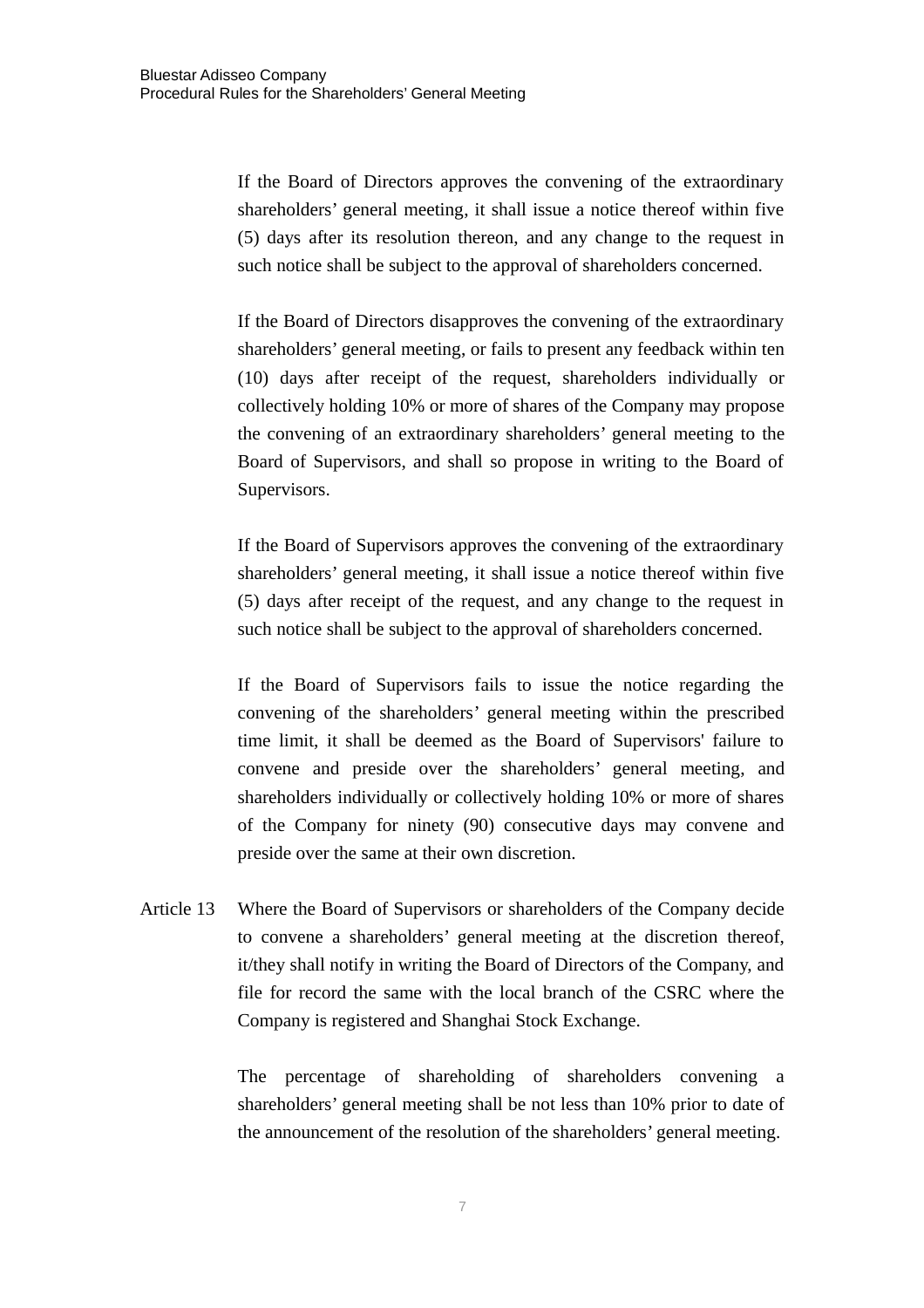If the Board of Directors approves the convening of the extraordinary shareholders' general meeting, it shall issue a notice thereof within five (5) days after its resolution thereon, and any change to the request in such notice shall be subject to the approval of shareholders concerned.

If the Board of Directors disapproves the convening of the extraordinary shareholders' general meeting, or fails to present any feedback within ten (10) days after receipt of the request, shareholders individually or collectively holding 10% or more of shares of the Company may propose the convening of an extraordinary shareholders' general meeting to the Board of Supervisors, and shall so propose in writing to the Board of Supervisors.

If the Board of Supervisors approves the convening of the extraordinary shareholders' general meeting, it shall issue a notice thereof within five (5) days after receipt of the request, and any change to the request in such notice shall be subject to the approval of shareholders concerned.

If the Board of Supervisors fails to issue the notice regarding the convening of the shareholders' general meeting within the prescribed time limit, it shall be deemed as the Board of Supervisors' failure to convene and preside over the shareholders' general meeting, and shareholders individually or collectively holding 10% or more of shares of the Company for ninety (90) consecutive days may convene and preside over the same at their own discretion.

Article 13 Where the Board of Supervisors or shareholders of the Company decide to convene a shareholders' general meeting at the discretion thereof, it/they shall notify in writing the Board of Directors of the Company, and file for record the same with the local branch of the CSRC where the Company is registered and Shanghai Stock Exchange.

The percentage of shareholding of shareholders convening a shareholders' general meeting shall be not less than 10% prior to date of the announcement of the resolution of the shareholders' general meeting.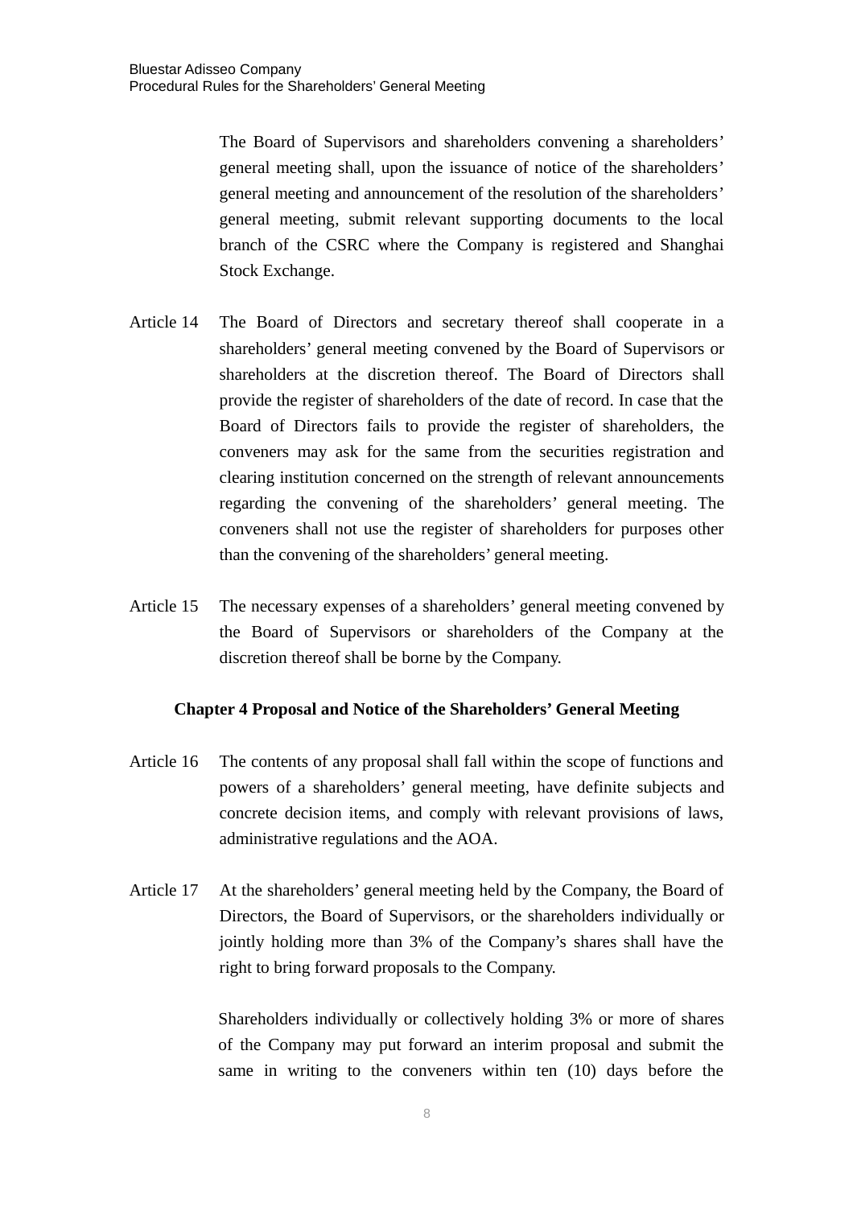The Board of Supervisors and shareholders convening a shareholders' general meeting shall, upon the issuance of notice of the shareholders' general meeting and announcement of the resolution of the shareholders' general meeting, submit relevant supporting documents to the local branch of the CSRC where the Company is registered and Shanghai Stock Exchange.

Article 14 The Board of Directors and secretary thereof shall cooperate in a shareholders' general meeting convened by the Board of Supervisors or shareholders at the discretion thereof. The Board of Directors shall provide the register of shareholders of the date of record. In case that the Board of Directors fails to provide the register of shareholders, the conveners may ask for the same from the securities registration and clearing institution concerned on the strength of relevant announcements regarding the convening of the shareholders' general meeting. The conveners shall not use the register of shareholders for purposes other than the convening of the shareholders' general meeting.

Article 15 The necessary expenses of a shareholders' general meeting convened by the Board of Supervisors or shareholders of the Company at the discretion thereof shall be borne by the Company.

## Chapter 4 Proposal and Notice of the Shareholders' General Meeting

Article 16 The contents of any proposal shall fall within the scope of functions and powers of a shareholders' general meeting, have definite subjects and concrete decision items, and comply with relevant provisions of laws, administrative regulations and the AOA.

Article 17 At the shareholders' general meeting held by the Company, the Board of Directors, the Board of Supervisors, or the shareholders individually or jointly holding more than 3% of the Company's shares shall have the right to bring forward proposals to the Company.

Shareholders individually or collectively holding 3% or more of shares of the Company may put forward an interim proposal and submit the same in writing to the conveners within ten (10) days before the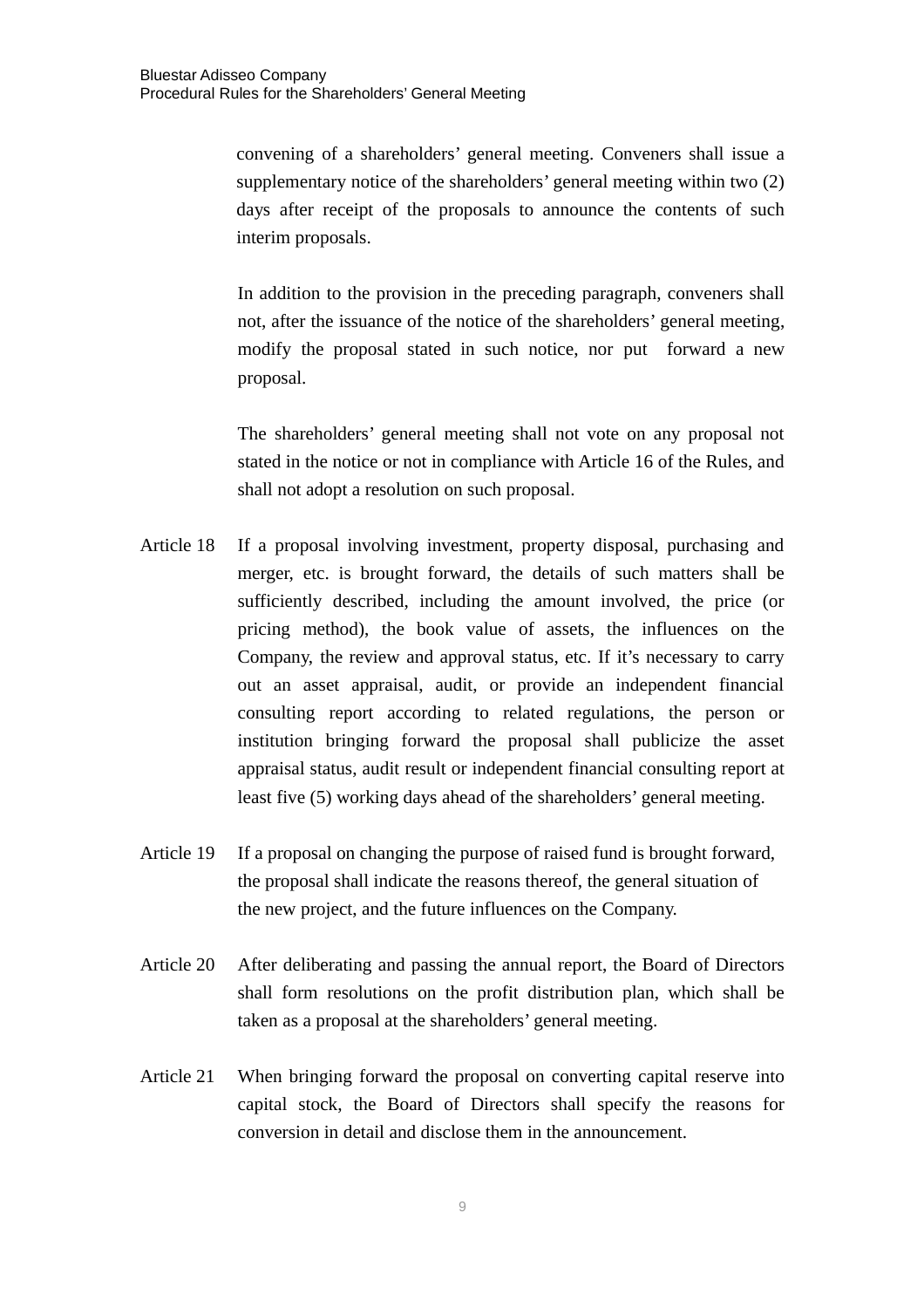convening of a shareholders' general meeting. Conveners shall issue a supplementary notice of the shareholders' general meeting within two (2) days after receipt of the proposals to announce the contents of such interim proposals.

In addition to the provision in the preceding paragraph, conveners shall not, after the issuance of the notice of the shareholders' general meeting, modify the proposal stated in such notice, nor put forward a new proposal.

The shareholders' general meeting shall not vote on any proposal not stated in the notice or not in compliance with Article 16 of the Rules, and shall not adopt a resolution on such proposal.

Article 18 If a proposal involving investment, property disposal, purchasing and merger, etc. is brought forward, the details of such matters shall be sufficiently described, including the amount involved, the price (or pricing method), the book value of assets, the influences on the Company, the review and approval status, etc. If it's necessary to carry out an asset appraisal, audit, or provide an independent financial consulting report according to related regulations, the person or institution bringing forward the proposal shall publicize the asset appraisal status, audit result or independent financial consulting report at least five (5) working days ahead of the shareholders' general meeting.

Article 19 If a proposal on changing the purpose of raised fund is brought forward, the proposal shall indicate the reasons thereof, the general situation of the new project, and the future influences on the Company.

Article 20 After deliberating and passing the annual report, the Board of Directors shall form resolutions on the profit distribution plan, which shall be taken as a proposal at the shareholders' general meeting.

Article 21 When bringing forward the proposal on converting capital reserve into capital stock, the Board of Directors shall specify the reasons for conversion in detail and disclose them in the announcement.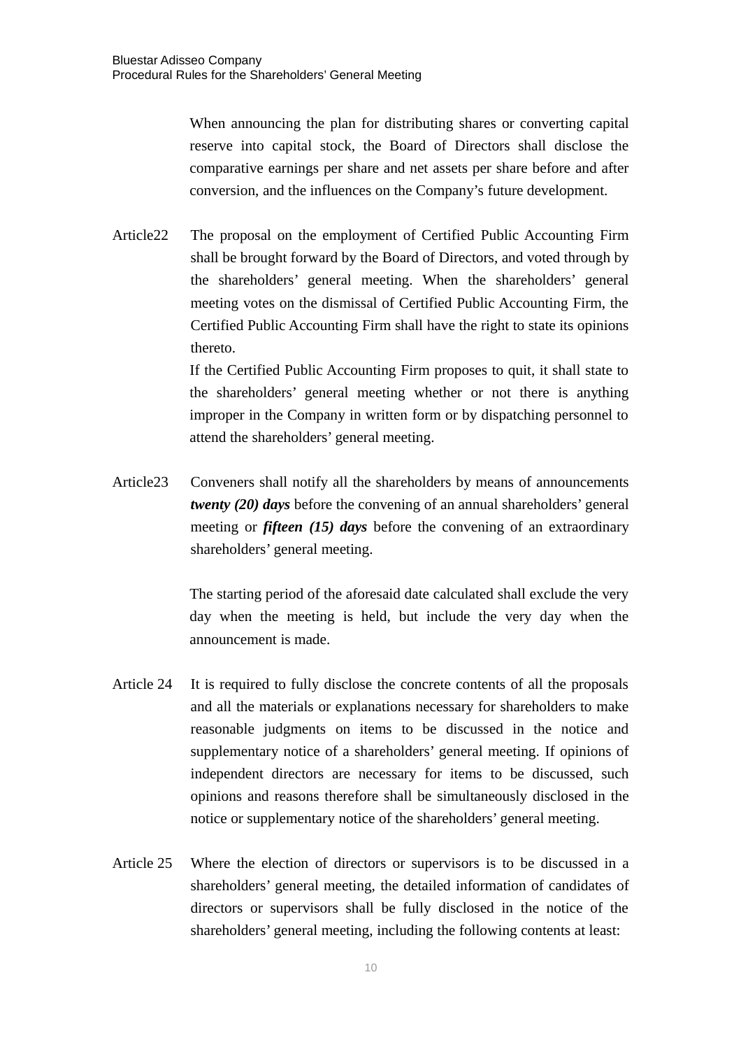When announcing the plan for distributing shares or converting capital reserve into capital stock, the Board of Directors shall disclose the comparative earnings per share and net assets per share before and after conversion, and the influences on the Company's future development.

Article22 The proposal on the employment of Certified Public Accounting Firm shall be brought forward by the Board of Directors, and voted through by the shareholders' general meeting. When the shareholders' general meeting votes on the dismissal of Certified Public Accounting Firm, the Certified Public Accounting Firm shall have the right to state its opinions thereto.

If the Certified Public Accounting Firm proposes to quit, it shall state to the shareholders' general meeting whether or not there is anything improper in the Company in written form or by dispatching personnel to attend the shareholders' general meeting.

Article23 Conveners shall notify all the shareholders by means of announcements ***twenty (20) days*** before the convening of an annual shareholders' general meeting or ***fifteen (15) days*** before the convening of an extraordinary shareholders' general meeting.

The starting period of the aforesaid date calculated shall exclude the very day when the meeting is held, but include the very day when the announcement is made.

Article 24 It is required to fully disclose the concrete contents of all the proposals and all the materials or explanations necessary for shareholders to make reasonable judgments on items to be discussed in the notice and supplementary notice of a shareholders' general meeting. If opinions of independent directors are necessary for items to be discussed, such opinions and reasons therefore shall be simultaneously disclosed in the notice or supplementary notice of the shareholders' general meeting.

Article 25 Where the election of directors or supervisors is to be discussed in a shareholders' general meeting, the detailed information of candidates of directors or supervisors shall be fully disclosed in the notice of the shareholders' general meeting, including the following contents at least: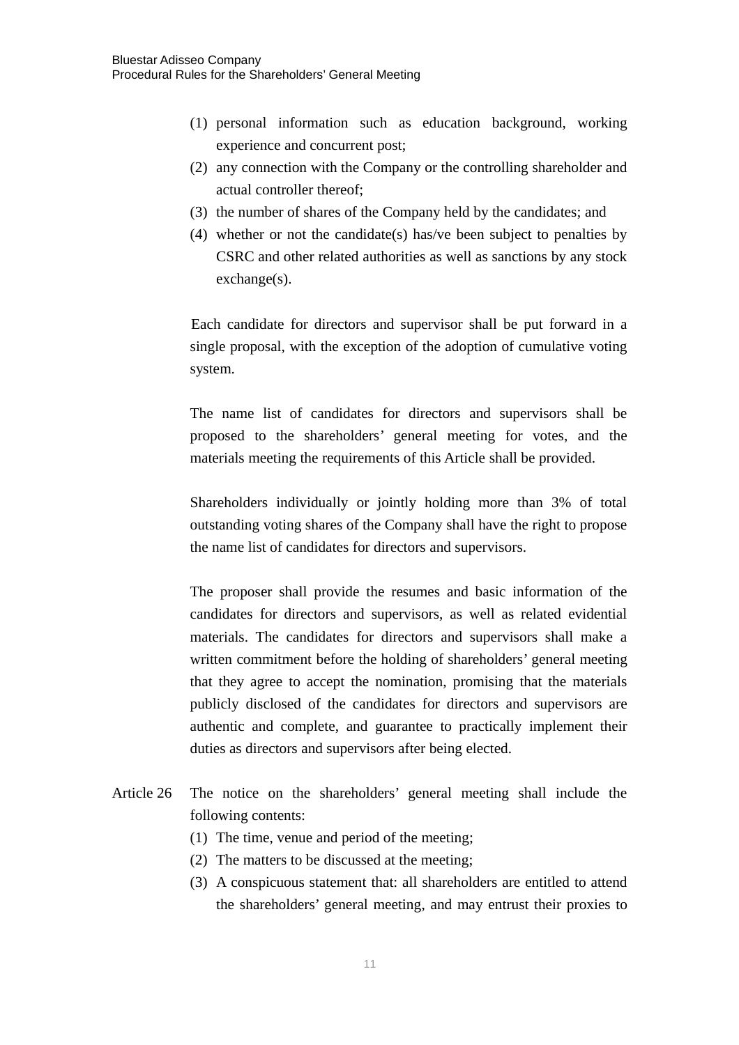(1) personal information such as education background, working experience and concurrent post;
(2) any connection with the Company or the controlling shareholder and actual controller thereof;
(3) the number of shares of the Company held by the candidates; and
(4) whether or not the candidate(s) has/ve been subject to penalties by CSRC and other related authorities as well as sanctions by any stock exchange(s).

Each candidate for directors and supervisor shall be put forward in a single proposal, with the exception of the adoption of cumulative voting system.

The name list of candidates for directors and supervisors shall be proposed to the shareholders' general meeting for votes, and the materials meeting the requirements of this Article shall be provided.

Shareholders individually or jointly holding more than 3% of total outstanding voting shares of the Company shall have the right to propose the name list of candidates for directors and supervisors.

The proposer shall provide the resumes and basic information of the candidates for directors and supervisors, as well as related evidential materials. The candidates for directors and supervisors shall make a written commitment before the holding of shareholders' general meeting that they agree to accept the nomination, promising that the materials publicly disclosed of the candidates for directors and supervisors are authentic and complete, and guarantee to practically implement their duties as directors and supervisors after being elected.

Article 26 The notice on the shareholders' general meeting shall include the following contents:

(1) The time, venue and period of the meeting;
(2) The matters to be discussed at the meeting;
(3) A conspicuous statement that: all shareholders are entitled to attend the shareholders' general meeting, and may entrust their proxies to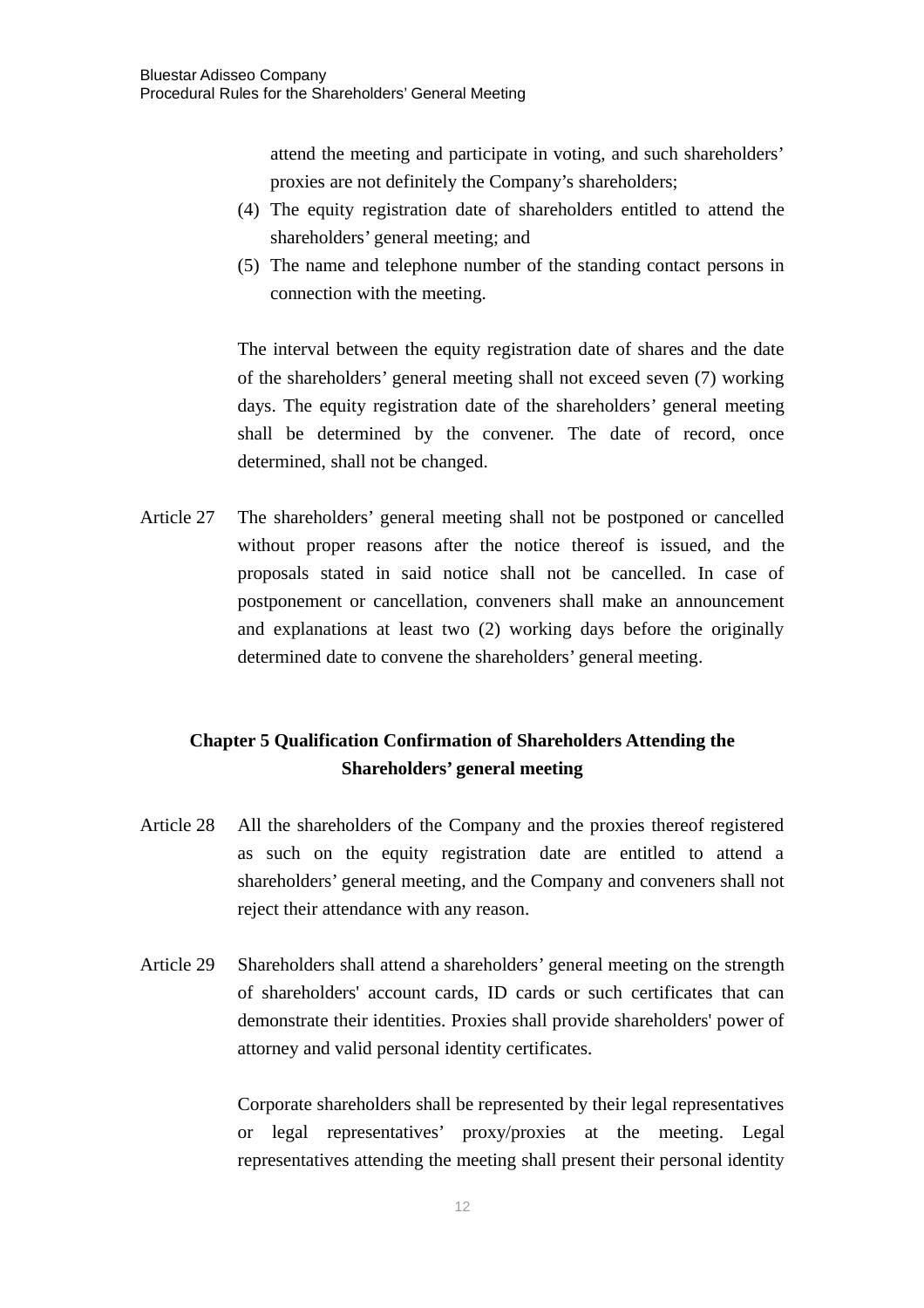attend the meeting and participate in voting, and such shareholders' proxies are not definitely the Company's shareholders;

(4) The equity registration date of shareholders entitled to attend the shareholders' general meeting; and

(5) The name and telephone number of the standing contact persons in connection with the meeting.

The interval between the equity registration date of shares and the date of the shareholders' general meeting shall not exceed seven (7) working days. The equity registration date of the shareholders' general meeting shall be determined by the convener. The date of record, once determined, shall not be changed.

Article 27 The shareholders' general meeting shall not be postponed or cancelled without proper reasons after the notice thereof is issued, and the proposals stated in said notice shall not be cancelled. In case of postponement or cancellation, conveners shall make an announcement and explanations at least two (2) working days before the originally determined date to convene the shareholders' general meeting.

## Chapter 5 Qualification Confirmation of Shareholders Attending the Shareholders' general meeting

Article 28 All the shareholders of the Company and the proxies thereof registered as such on the equity registration date are entitled to attend a shareholders' general meeting, and the Company and conveners shall not reject their attendance with any reason.

Article 29 Shareholders shall attend a shareholders' general meeting on the strength of shareholders' account cards, ID cards or such certificates that can demonstrate their identities. Proxies shall provide shareholders' power of attorney and valid personal identity certificates.

Corporate shareholders shall be represented by their legal representatives or legal representatives' proxy/proxies at the meeting. Legal representatives attending the meeting shall present their personal identity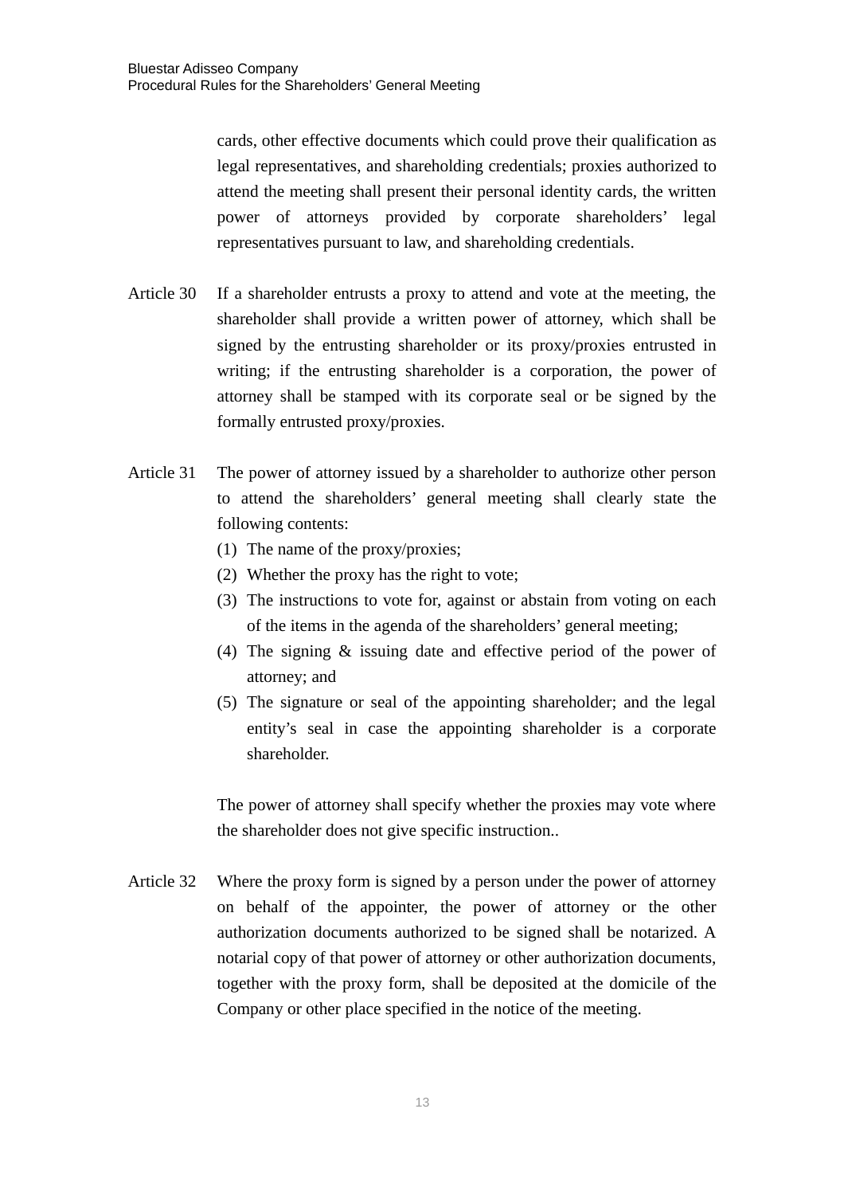cards, other effective documents which could prove their qualification as legal representatives, and shareholding credentials; proxies authorized to attend the meeting shall present their personal identity cards, the written power of attorneys provided by corporate shareholders' legal representatives pursuant to law, and shareholding credentials.

Article 30 If a shareholder entrusts a proxy to attend and vote at the meeting, the shareholder shall provide a written power of attorney, which shall be signed by the entrusting shareholder or its proxy/proxies entrusted in writing; if the entrusting shareholder is a corporation, the power of attorney shall be stamped with its corporate seal or be signed by the formally entrusted proxy/proxies.

Article 31 The power of attorney issued by a shareholder to authorize other person to attend the shareholders' general meeting shall clearly state the following contents:

(1) The name of the proxy/proxies;
(2) Whether the proxy has the right to vote;
(3) The instructions to vote for, against or abstain from voting on each of the items in the agenda of the shareholders' general meeting;
(4) The signing & issuing date and effective period of the power of attorney; and
(5) The signature or seal of the appointing shareholder; and the legal entity's seal in case the appointing shareholder is a corporate shareholder.

The power of attorney shall specify whether the proxies may vote where the shareholder does not give specific instruction..

Article 32 Where the proxy form is signed by a person under the power of attorney on behalf of the appointer, the power of attorney or the other authorization documents authorized to be signed shall be notarized. A notarial copy of that power of attorney or other authorization documents, together with the proxy form, shall be deposited at the domicile of the Company or other place specified in the notice of the meeting.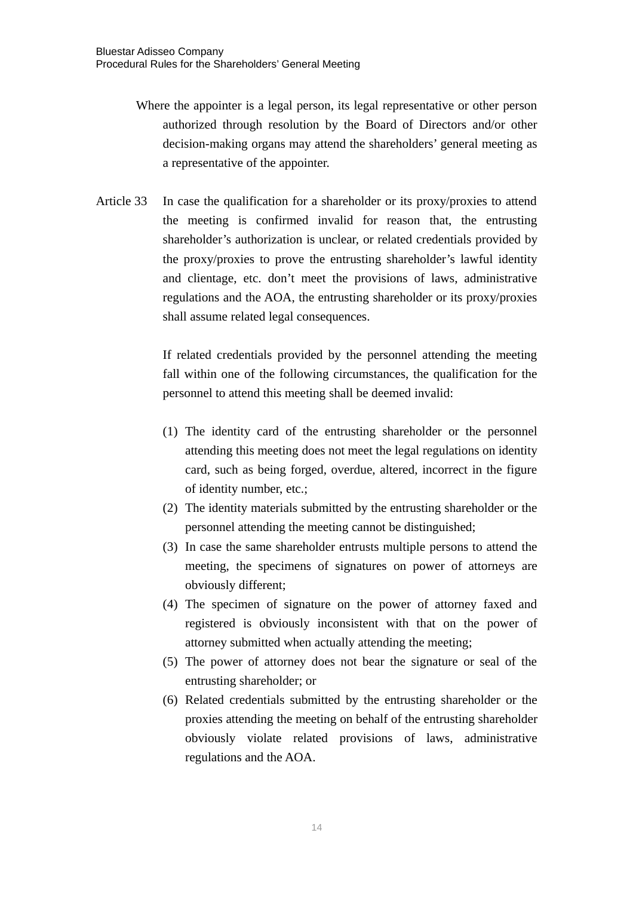Where the appointer is a legal person, its legal representative or other person authorized through resolution by the Board of Directors and/or other decision-making organs may attend the shareholders' general meeting as a representative of the appointer.

Article 33 In case the qualification for a shareholder or its proxy/proxies to attend the meeting is confirmed invalid for reason that, the entrusting shareholder's authorization is unclear, or related credentials provided by the proxy/proxies to prove the entrusting shareholder's lawful identity and clientage, etc. don't meet the provisions of laws, administrative regulations and the AOA, the entrusting shareholder or its proxy/proxies shall assume related legal consequences.

If related credentials provided by the personnel attending the meeting fall within one of the following circumstances, the qualification for the personnel to attend this meeting shall be deemed invalid:

(1) The identity card of the entrusting shareholder or the personnel attending this meeting does not meet the legal regulations on identity card, such as being forged, overdue, altered, incorrect in the figure of identity number, etc.;
(2) The identity materials submitted by the entrusting shareholder or the personnel attending the meeting cannot be distinguished;
(3) In case the same shareholder entrusts multiple persons to attend the meeting, the specimens of signatures on power of attorneys are obviously different;
(4) The specimen of signature on the power of attorney faxed and registered is obviously inconsistent with that on the power of attorney submitted when actually attending the meeting;
(5) The power of attorney does not bear the signature or seal of the entrusting shareholder; or
(6) Related credentials submitted by the entrusting shareholder or the proxies attending the meeting on behalf of the entrusting shareholder obviously violate related provisions of laws, administrative regulations and the AOA.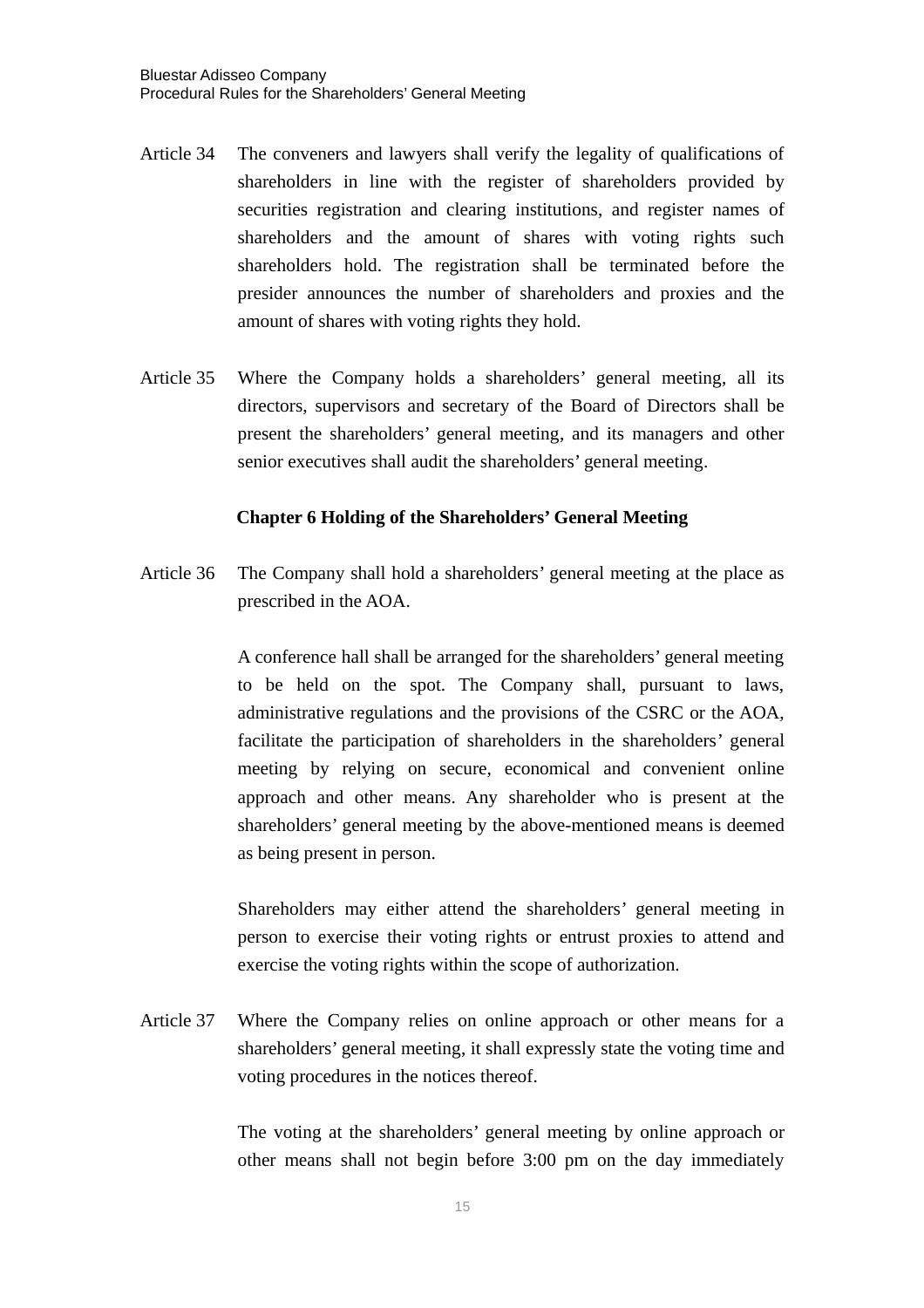Article 34 The conveners and lawyers shall verify the legality of qualifications of shareholders in line with the register of shareholders provided by securities registration and clearing institutions, and register names of shareholders and the amount of shares with voting rights such shareholders hold. The registration shall be terminated before the presider announces the number of shareholders and proxies and the amount of shares with voting rights they hold.

Article 35 Where the Company holds a shareholders' general meeting, all its directors, supervisors and secretary of the Board of Directors shall be present the shareholders' general meeting, and its managers and other senior executives shall audit the shareholders' general meeting.

## Chapter 6 Holding of the Shareholders' General Meeting

Article 36 The Company shall hold a shareholders' general meeting at the place as prescribed in the AOA.

A conference hall shall be arranged for the shareholders' general meeting to be held on the spot. The Company shall, pursuant to laws, administrative regulations and the provisions of the CSRC or the AOA, facilitate the participation of shareholders in the shareholders' general meeting by relying on secure, economical and convenient online approach and other means. Any shareholder who is present at the shareholders' general meeting by the above-mentioned means is deemed as being present in person.

Shareholders may either attend the shareholders' general meeting in person to exercise their voting rights or entrust proxies to attend and exercise the voting rights within the scope of authorization.

Article 37 Where the Company relies on online approach or other means for a shareholders' general meeting, it shall expressly state the voting time and voting procedures in the notices thereof.

The voting at the shareholders' general meeting by online approach or other means shall not begin before 3:00 pm on the day immediately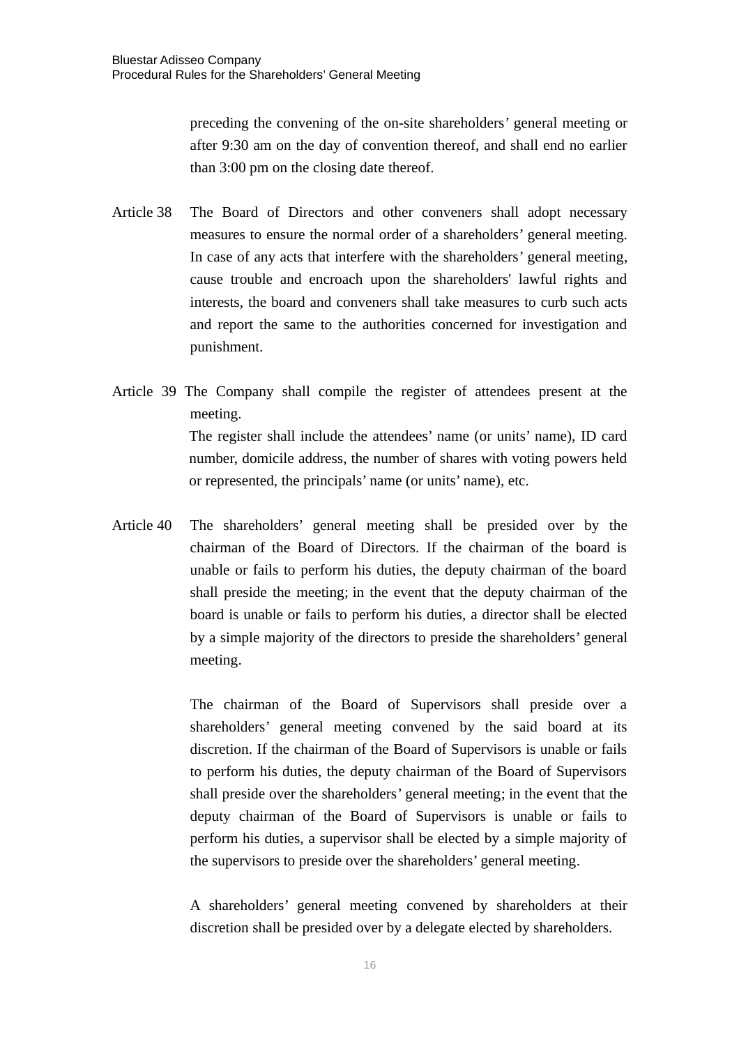preceding the convening of the on-site shareholders' general meeting or after 9:30 am on the day of convention thereof, and shall end no earlier than 3:00 pm on the closing date thereof.

Article 38 The Board of Directors and other conveners shall adopt necessary measures to ensure the normal order of a shareholders' general meeting. In case of any acts that interfere with the shareholders' general meeting, cause trouble and encroach upon the shareholders' lawful rights and interests, the board and conveners shall take measures to curb such acts and report the same to the authorities concerned for investigation and punishment.

Article 39 The Company shall compile the register of attendees present at the meeting.

The register shall include the attendees' name (or units' name), ID card number, domicile address, the number of shares with voting powers held or represented, the principals' name (or units' name), etc.

Article 40 The shareholders' general meeting shall be presided over by the chairman of the Board of Directors. If the chairman of the board is unable or fails to perform his duties, the deputy chairman of the board shall preside the meeting; in the event that the deputy chairman of the board is unable or fails to perform his duties, a director shall be elected by a simple majority of the directors to preside the shareholders' general meeting.

The chairman of the Board of Supervisors shall preside over a shareholders' general meeting convened by the said board at its discretion. If the chairman of the Board of Supervisors is unable or fails to perform his duties, the deputy chairman of the Board of Supervisors shall preside over the shareholders' general meeting; in the event that the deputy chairman of the Board of Supervisors is unable or fails to perform his duties, a supervisor shall be elected by a simple majority of the supervisors to preside over the shareholders' general meeting.

A shareholders' general meeting convened by shareholders at their discretion shall be presided over by a delegate elected by shareholders.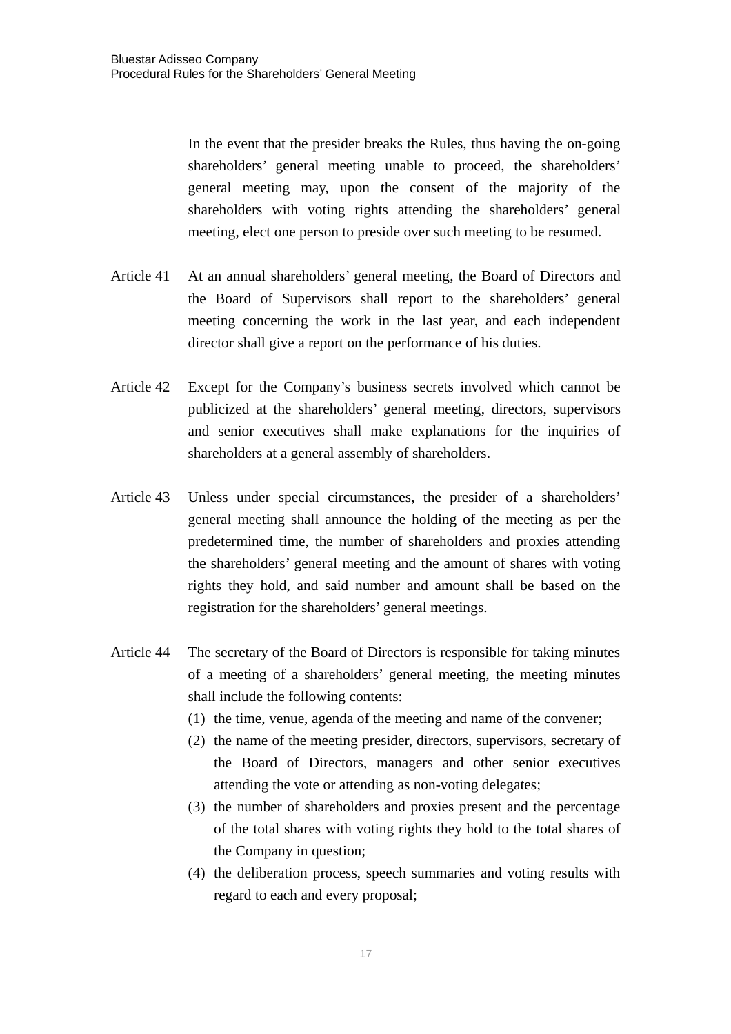In the event that the presider breaks the Rules, thus having the on-going shareholders' general meeting unable to proceed, the shareholders' general meeting may, upon the consent of the majority of the shareholders with voting rights attending the shareholders' general meeting, elect one person to preside over such meeting to be resumed.

Article 41 At an annual shareholders' general meeting, the Board of Directors and the Board of Supervisors shall report to the shareholders' general meeting concerning the work in the last year, and each independent director shall give a report on the performance of his duties.

Article 42 Except for the Company's business secrets involved which cannot be publicized at the shareholders' general meeting, directors, supervisors and senior executives shall make explanations for the inquiries of shareholders at a general assembly of shareholders.

Article 43 Unless under special circumstances, the presider of a shareholders' general meeting shall announce the holding of the meeting as per the predetermined time, the number of shareholders and proxies attending the shareholders' general meeting and the amount of shares with voting rights they hold, and said number and amount shall be based on the registration for the shareholders' general meetings.

Article 44 The secretary of the Board of Directors is responsible for taking minutes of a meeting of a shareholders' general meeting, the meeting minutes shall include the following contents:

(1) the time, venue, agenda of the meeting and name of the convener;
(2) the name of the meeting presider, directors, supervisors, secretary of the Board of Directors, managers and other senior executives attending the vote or attending as non-voting delegates;
(3) the number of shareholders and proxies present and the percentage of the total shares with voting rights they hold to the total shares of the Company in question;
(4) the deliberation process, speech summaries and voting results with regard to each and every proposal;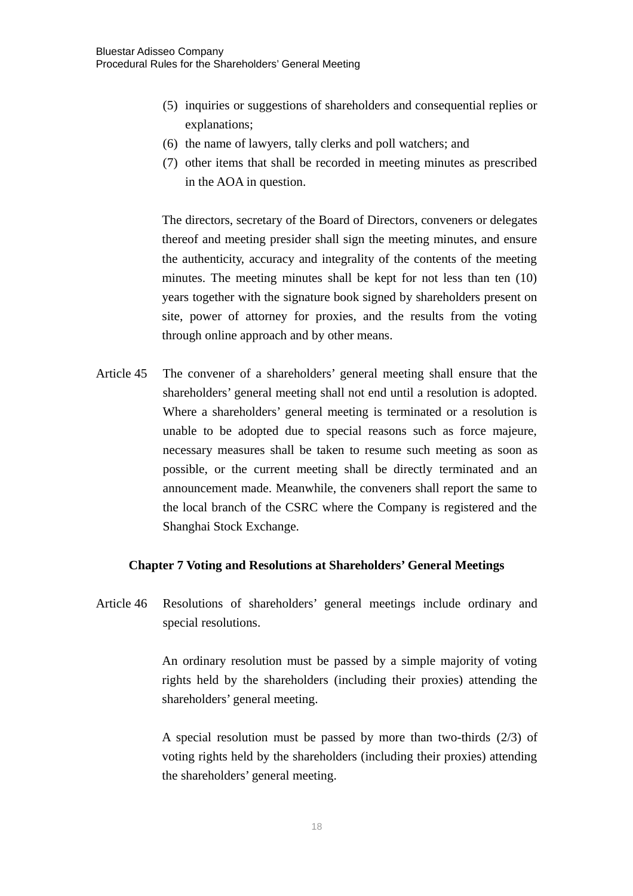(5) inquiries or suggestions of shareholders and consequential replies or explanations;
(6) the name of lawyers, tally clerks and poll watchers; and
(7) other items that shall be recorded in meeting minutes as prescribed in the AOA in question.

The directors, secretary of the Board of Directors, conveners or delegates thereof and meeting presider shall sign the meeting minutes, and ensure the authenticity, accuracy and integrality of the contents of the meeting minutes. The meeting minutes shall be kept for not less than ten (10) years together with the signature book signed by shareholders present on site, power of attorney for proxies, and the results from the voting through online approach and by other means.

Article 45 The convener of a shareholders' general meeting shall ensure that the shareholders' general meeting shall not end until a resolution is adopted. Where a shareholders' general meeting is terminated or a resolution is unable to be adopted due to special reasons such as force majeure, necessary measures shall be taken to resume such meeting as soon as possible, or the current meeting shall be directly terminated and an announcement made. Meanwhile, the conveners shall report the same to the local branch of the CSRC where the Company is registered and the Shanghai Stock Exchange.

## Chapter 7 Voting and Resolutions at Shareholders' General Meetings

Article 46 Resolutions of shareholders' general meetings include ordinary and special resolutions.

An ordinary resolution must be passed by a simple majority of voting rights held by the shareholders (including their proxies) attending the shareholders' general meeting.

A special resolution must be passed by more than two-thirds (2/3) of voting rights held by the shareholders (including their proxies) attending the shareholders' general meeting.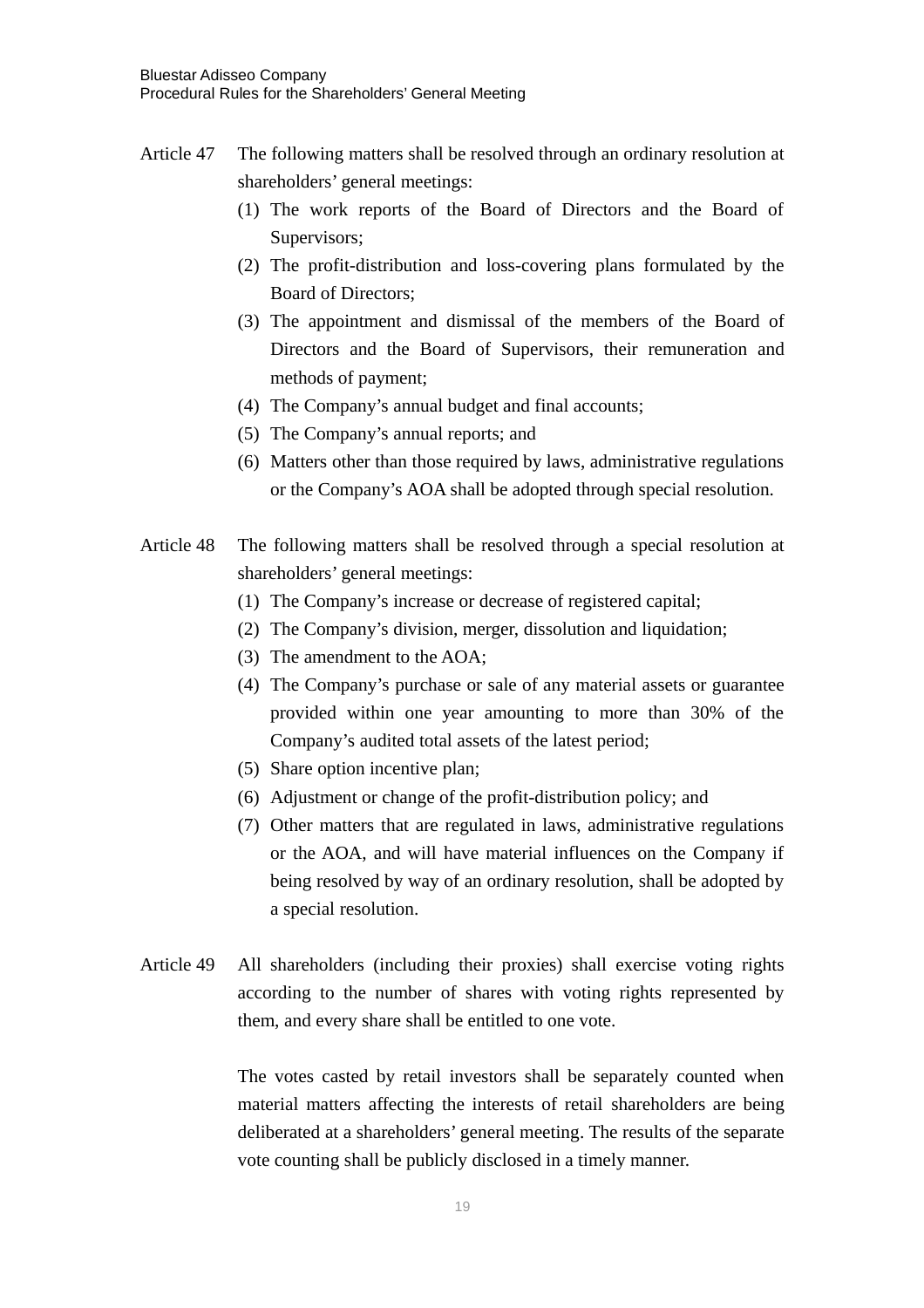Article 47 The following matters shall be resolved through an ordinary resolution at shareholders' general meetings:

(1) The work reports of the Board of Directors and the Board of Supervisors;
(2) The profit-distribution and loss-covering plans formulated by the Board of Directors;
(3) The appointment and dismissal of the members of the Board of Directors and the Board of Supervisors, their remuneration and methods of payment;
(4) The Company's annual budget and final accounts;
(5) The Company's annual reports; and
(6) Matters other than those required by laws, administrative regulations or the Company's AOA shall be adopted through special resolution.

Article 48 The following matters shall be resolved through a special resolution at shareholders' general meetings:

(1) The Company's increase or decrease of registered capital;
(2) The Company's division, merger, dissolution and liquidation;
(3) The amendment to the AOA;
(4) The Company's purchase or sale of any material assets or guarantee provided within one year amounting to more than 30% of the Company's audited total assets of the latest period;
(5) Share option incentive plan;
(6) Adjustment or change of the profit-distribution policy; and
(7) Other matters that are regulated in laws, administrative regulations or the AOA, and will have material influences on the Company if being resolved by way of an ordinary resolution, shall be adopted by a special resolution.

Article 49 All shareholders (including their proxies) shall exercise voting rights according to the number of shares with voting rights represented by them, and every share shall be entitled to one vote.

The votes casted by retail investors shall be separately counted when material matters affecting the interests of retail shareholders are being deliberated at a shareholders' general meeting. The results of the separate vote counting shall be publicly disclosed in a timely manner.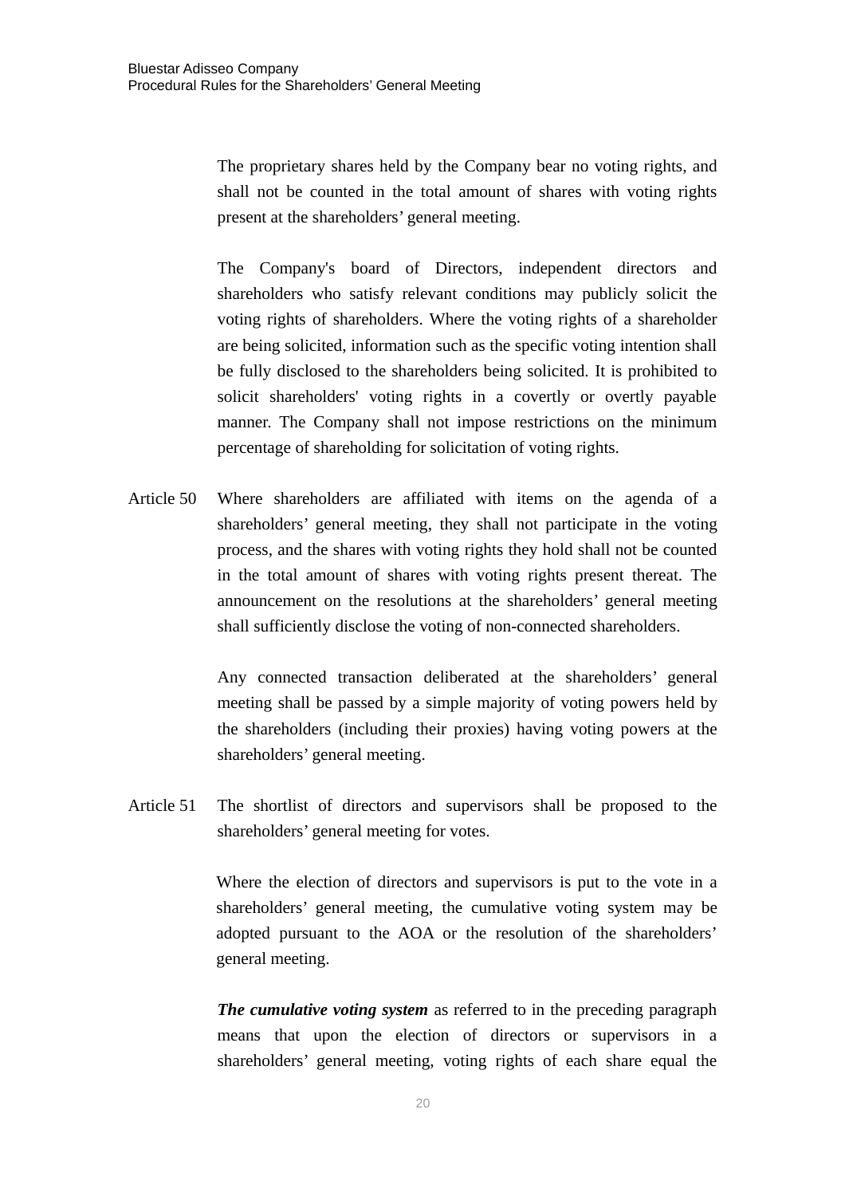The proprietary shares held by the Company bear no voting rights, and shall not be counted in the total amount of shares with voting rights present at the shareholders' general meeting.

The Company's board of Directors, independent directors and shareholders who satisfy relevant conditions may publicly solicit the voting rights of shareholders. Where the voting rights of a shareholder are being solicited, information such as the specific voting intention shall be fully disclosed to the shareholders being solicited. It is prohibited to solicit shareholders' voting rights in a covertly or overtly payable manner. The Company shall not impose restrictions on the minimum percentage of shareholding for solicitation of voting rights.

Article 50 Where shareholders are affiliated with items on the agenda of a shareholders' general meeting, they shall not participate in the voting process, and the shares with voting rights they hold shall not be counted in the total amount of shares with voting rights present thereat. The announcement on the resolutions at the shareholders' general meeting shall sufficiently disclose the voting of non-connected shareholders.

Any connected transaction deliberated at the shareholders' general meeting shall be passed by a simple majority of voting powers held by the shareholders (including their proxies) having voting powers at the shareholders' general meeting.

Article 51 The shortlist of directors and supervisors shall be proposed to the shareholders' general meeting for votes.

Where the election of directors and supervisors is put to the vote in a shareholders' general meeting, the cumulative voting system may be adopted pursuant to the AOA or the resolution of the shareholders' general meeting.

***The cumulative voting system*** as referred to in the preceding paragraph means that upon the election of directors or supervisors in a shareholders' general meeting, voting rights of each share equal the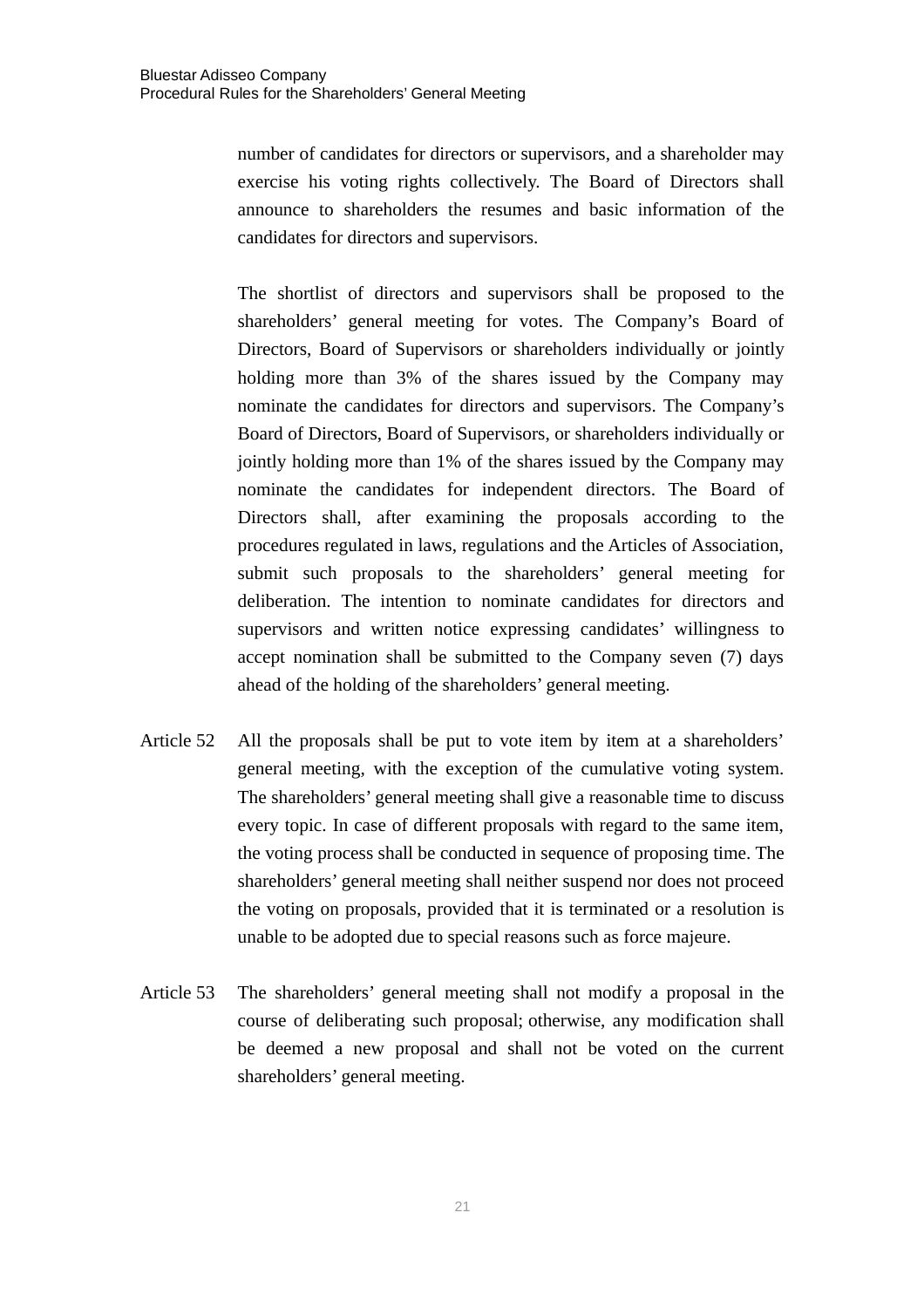number of candidates for directors or supervisors, and a shareholder may exercise his voting rights collectively. The Board of Directors shall announce to shareholders the resumes and basic information of the candidates for directors and supervisors.

The shortlist of directors and supervisors shall be proposed to the shareholders' general meeting for votes. The Company's Board of Directors, Board of Supervisors or shareholders individually or jointly holding more than 3% of the shares issued by the Company may nominate the candidates for directors and supervisors. The Company's Board of Directors, Board of Supervisors, or shareholders individually or jointly holding more than 1% of the shares issued by the Company may nominate the candidates for independent directors. The Board of Directors shall, after examining the proposals according to the procedures regulated in laws, regulations and the Articles of Association, submit such proposals to the shareholders' general meeting for deliberation. The intention to nominate candidates for directors and supervisors and written notice expressing candidates' willingness to accept nomination shall be submitted to the Company seven (7) days ahead of the holding of the shareholders' general meeting.

Article 52 All the proposals shall be put to vote item by item at a shareholders' general meeting, with the exception of the cumulative voting system. The shareholders' general meeting shall give a reasonable time to discuss every topic. In case of different proposals with regard to the same item, the voting process shall be conducted in sequence of proposing time. The shareholders' general meeting shall neither suspend nor does not proceed the voting on proposals, provided that it is terminated or a resolution is unable to be adopted due to special reasons such as force majeure.

Article 53 The shareholders' general meeting shall not modify a proposal in the course of deliberating such proposal; otherwise, any modification shall be deemed a new proposal and shall not be voted on the current shareholders' general meeting.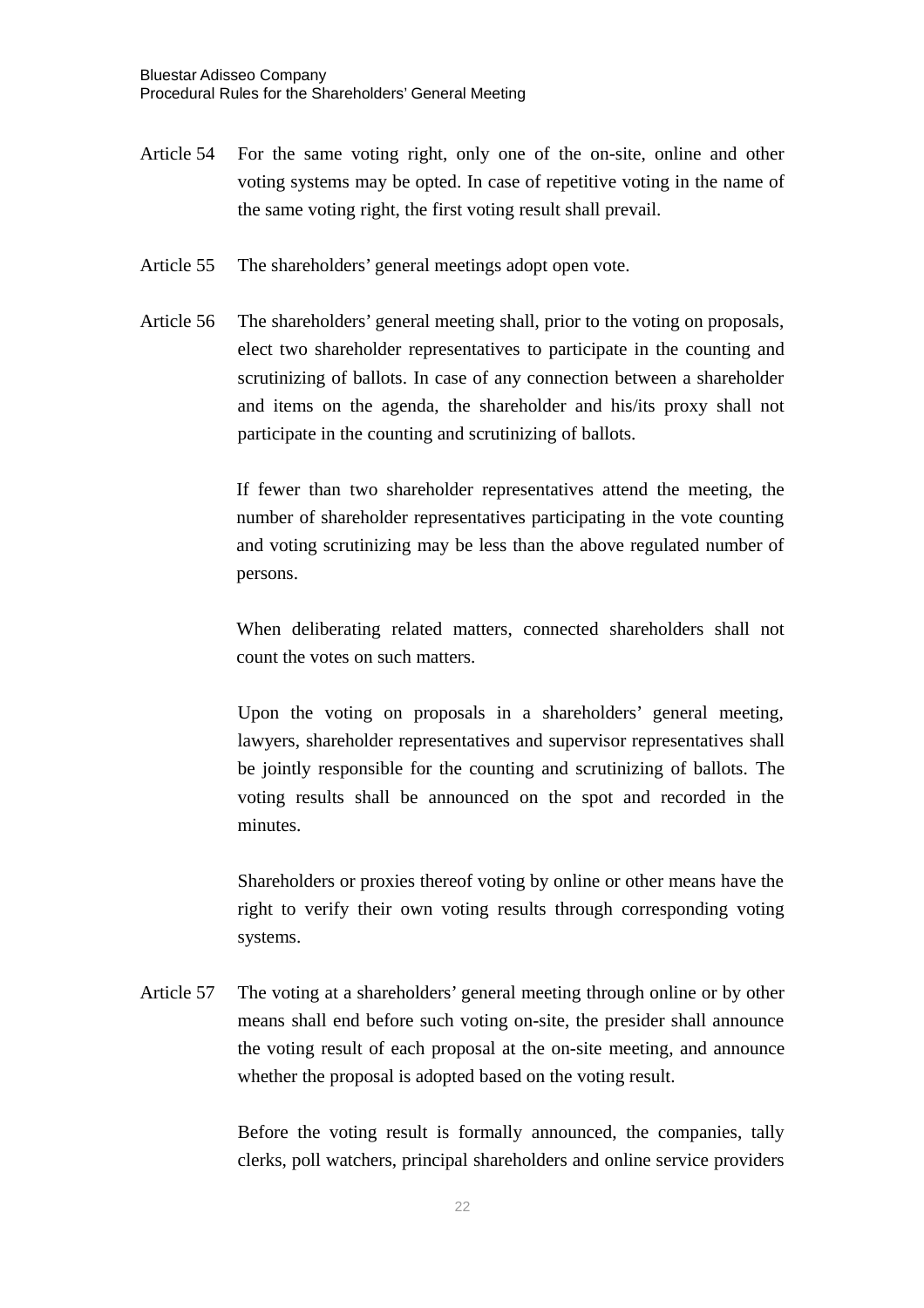Article 54 For the same voting right, only one of the on-site, online and other voting systems may be opted. In case of repetitive voting in the name of the same voting right, the first voting result shall prevail.

Article 55 The shareholders' general meetings adopt open vote.

Article 56 The shareholders' general meeting shall, prior to the voting on proposals, elect two shareholder representatives to participate in the counting and scrutinizing of ballots. In case of any connection between a shareholder and items on the agenda, the shareholder and his/its proxy shall not participate in the counting and scrutinizing of ballots.

If fewer than two shareholder representatives attend the meeting, the number of shareholder representatives participating in the vote counting and voting scrutinizing may be less than the above regulated number of persons.

When deliberating related matters, connected shareholders shall not count the votes on such matters.

Upon the voting on proposals in a shareholders' general meeting, lawyers, shareholder representatives and supervisor representatives shall be jointly responsible for the counting and scrutinizing of ballots. The voting results shall be announced on the spot and recorded in the minutes.

Shareholders or proxies thereof voting by online or other means have the right to verify their own voting results through corresponding voting systems.

Article 57 The voting at a shareholders' general meeting through online or by other means shall end before such voting on-site, the presider shall announce the voting result of each proposal at the on-site meeting, and announce whether the proposal is adopted based on the voting result.

Before the voting result is formally announced, the companies, tally clerks, poll watchers, principal shareholders and online service providers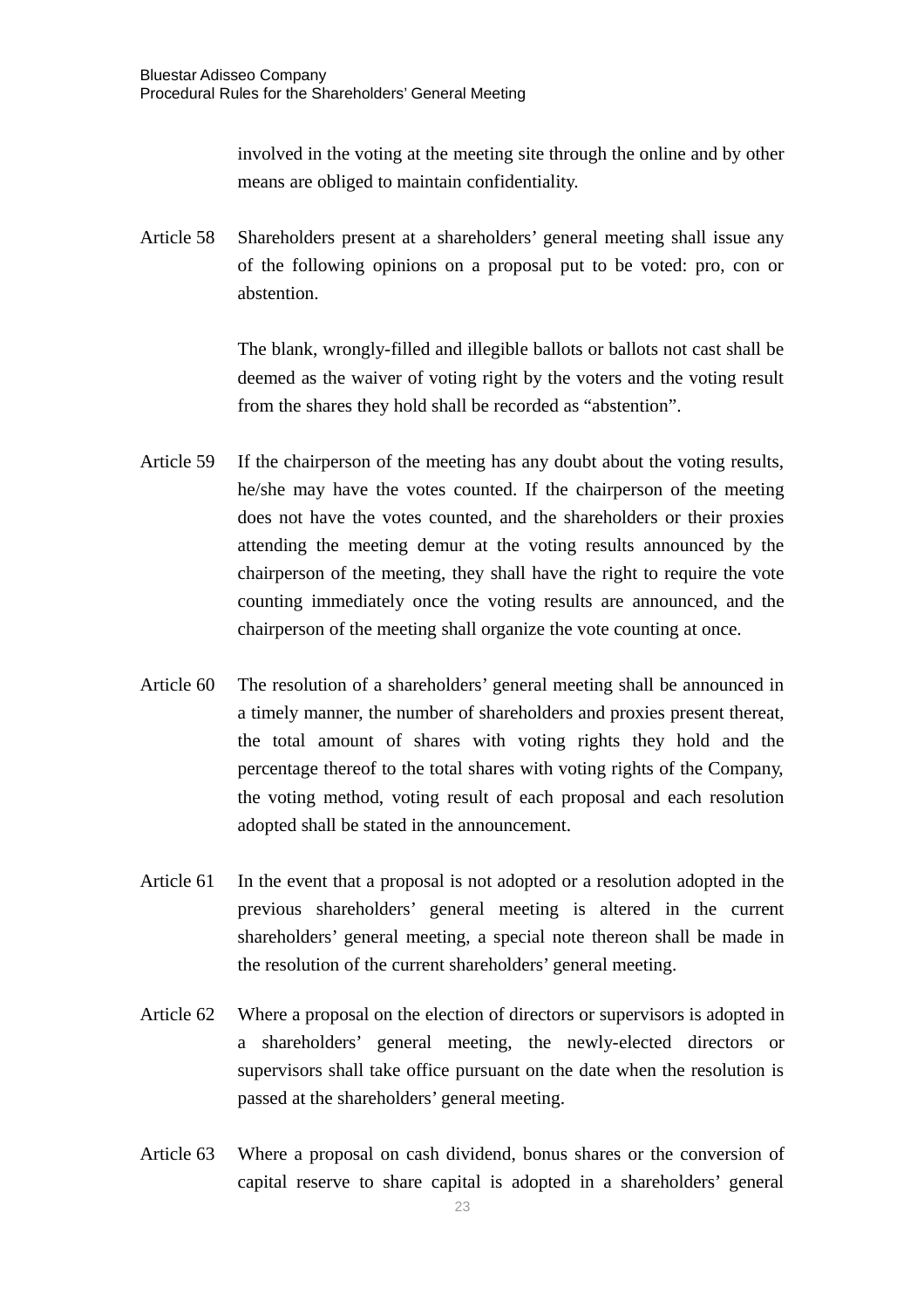involved in the voting at the meeting site through the online and by other means are obliged to maintain confidentiality.

Article 58 Shareholders present at a shareholders' general meeting shall issue any of the following opinions on a proposal put to be voted: pro, con or abstention.

The blank, wrongly-filled and illegible ballots or ballots not cast shall be deemed as the waiver of voting right by the voters and the voting result from the shares they hold shall be recorded as "abstention".

Article 59 If the chairperson of the meeting has any doubt about the voting results, he/she may have the votes counted. If the chairperson of the meeting does not have the votes counted, and the shareholders or their proxies attending the meeting demur at the voting results announced by the chairperson of the meeting, they shall have the right to require the vote counting immediately once the voting results are announced, and the chairperson of the meeting shall organize the vote counting at once.

Article 60 The resolution of a shareholders' general meeting shall be announced in a timely manner, the number of shareholders and proxies present thereat, the total amount of shares with voting rights they hold and the percentage thereof to the total shares with voting rights of the Company, the voting method, voting result of each proposal and each resolution adopted shall be stated in the announcement.

Article 61 In the event that a proposal is not adopted or a resolution adopted in the previous shareholders' general meeting is altered in the current shareholders' general meeting, a special note thereon shall be made in the resolution of the current shareholders' general meeting.

Article 62 Where a proposal on the election of directors or supervisors is adopted in a shareholders' general meeting, the newly-elected directors or supervisors shall take office pursuant on the date when the resolution is passed at the shareholders' general meeting.

Article 63 Where a proposal on cash dividend, bonus shares or the conversion of capital reserve to share capital is adopted in a shareholders' general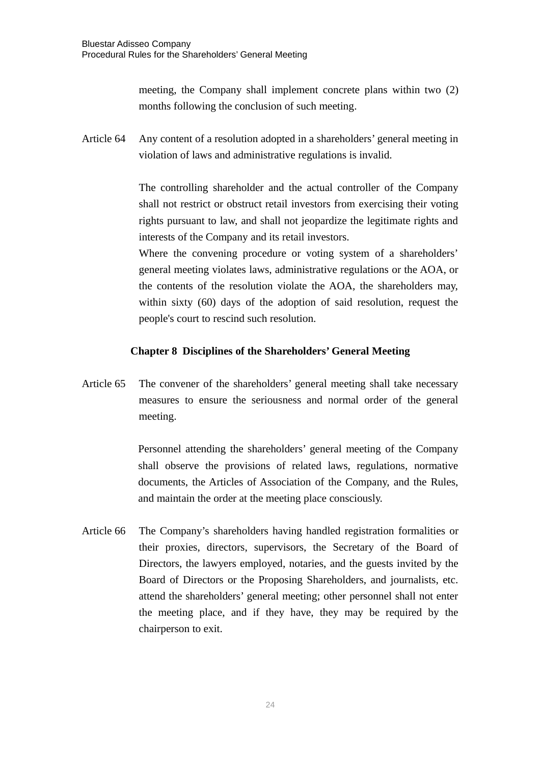meeting, the Company shall implement concrete plans within two (2) months following the conclusion of such meeting.

Article 64 Any content of a resolution adopted in a shareholders' general meeting in violation of laws and administrative regulations is invalid.

The controlling shareholder and the actual controller of the Company shall not restrict or obstruct retail investors from exercising their voting rights pursuant to law, and shall not jeopardize the legitimate rights and interests of the Company and its retail investors.

Where the convening procedure or voting system of a shareholders' general meeting violates laws, administrative regulations or the AOA, or the contents of the resolution violate the AOA, the shareholders may, within sixty (60) days of the adoption of said resolution, request the people's court to rescind such resolution.

## Chapter 8 Disciplines of the Shareholders' General Meeting

Article 65 The convener of the shareholders' general meeting shall take necessary measures to ensure the seriousness and normal order of the general meeting.

Personnel attending the shareholders' general meeting of the Company shall observe the provisions of related laws, regulations, normative documents, the Articles of Association of the Company, and the Rules, and maintain the order at the meeting place consciously.

Article 66 The Company's shareholders having handled registration formalities or their proxies, directors, supervisors, the Secretary of the Board of Directors, the lawyers employed, notaries, and the guests invited by the Board of Directors or the Proposing Shareholders, and journalists, etc. attend the shareholders' general meeting; other personnel shall not enter the meeting place, and if they have, they may be required by the chairperson to exit.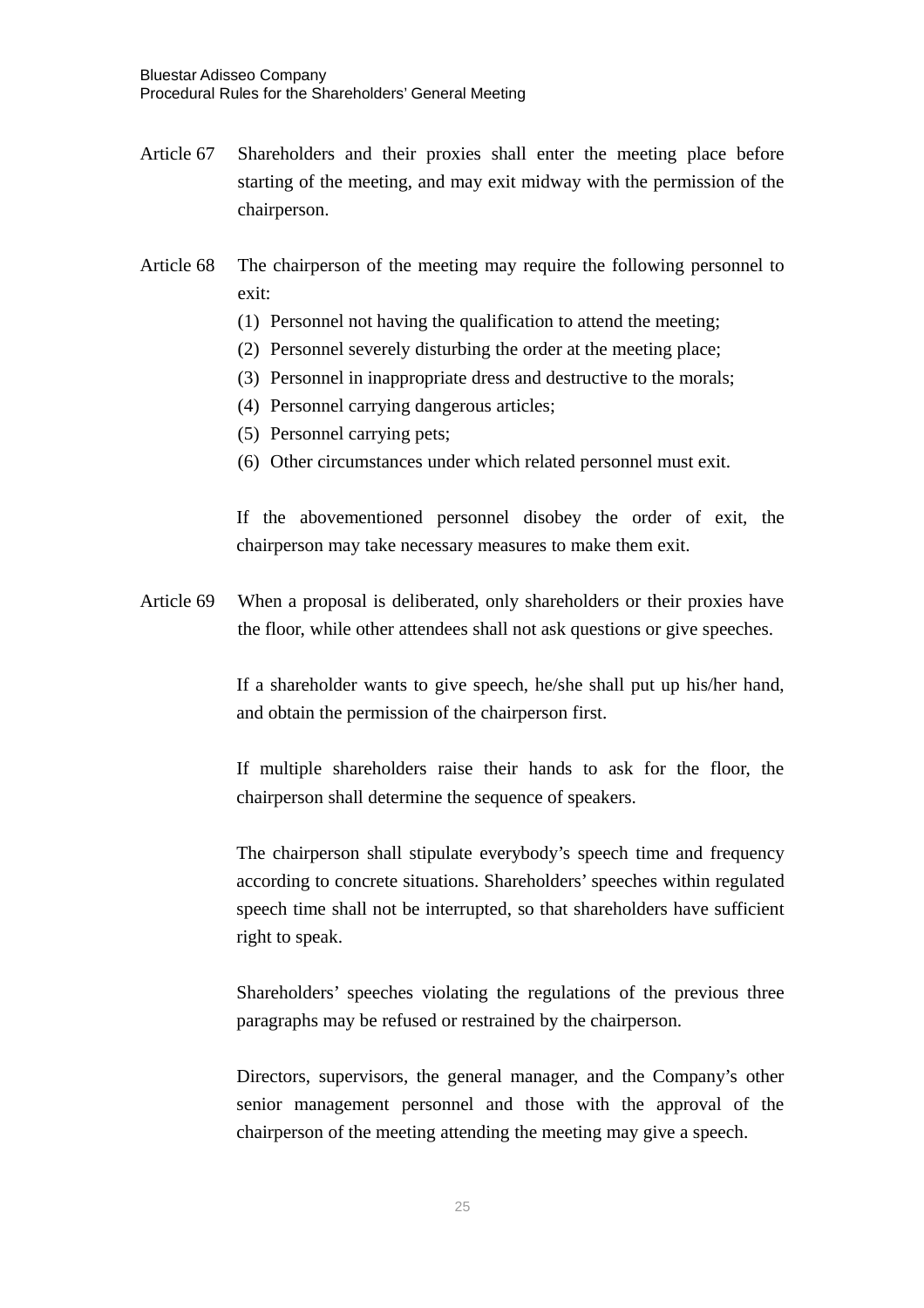Article 67 Shareholders and their proxies shall enter the meeting place before starting of the meeting, and may exit midway with the permission of the chairperson.

Article 68 The chairperson of the meeting may require the following personnel to exit:

(1) Personnel not having the qualification to attend the meeting;
(2) Personnel severely disturbing the order at the meeting place;
(3) Personnel in inappropriate dress and destructive to the morals;
(4) Personnel carrying dangerous articles;
(5) Personnel carrying pets;
(6) Other circumstances under which related personnel must exit.

If the abovementioned personnel disobey the order of exit, the chairperson may take necessary measures to make them exit.

Article 69 When a proposal is deliberated, only shareholders or their proxies have the floor, while other attendees shall not ask questions or give speeches.

If a shareholder wants to give speech, he/she shall put up his/her hand, and obtain the permission of the chairperson first.

If multiple shareholders raise their hands to ask for the floor, the chairperson shall determine the sequence of speakers.

The chairperson shall stipulate everybody's speech time and frequency according to concrete situations. Shareholders' speeches within regulated speech time shall not be interrupted, so that shareholders have sufficient right to speak.

Shareholders' speeches violating the regulations of the previous three paragraphs may be refused or restrained by the chairperson.

Directors, supervisors, the general manager, and the Company's other senior management personnel and those with the approval of the chairperson of the meeting attending the meeting may give a speech.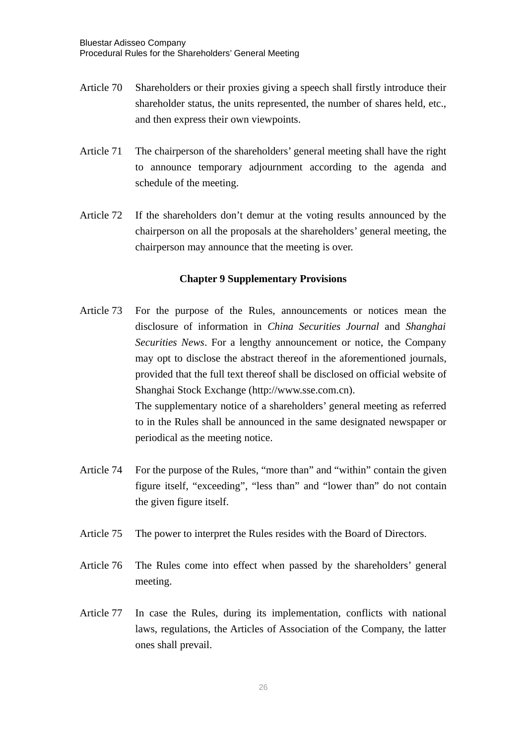Article 70 Shareholders or their proxies giving a speech shall firstly introduce their shareholder status, the units represented, the number of shares held, etc., and then express their own viewpoints.

Article 71 The chairperson of the shareholders' general meeting shall have the right to announce temporary adjournment according to the agenda and schedule of the meeting.

Article 72 If the shareholders don't demur at the voting results announced by the chairperson on all the proposals at the shareholders' general meeting, the chairperson may announce that the meeting is over.

## Chapter 9 Supplementary Provisions

Article 73 For the purpose of the Rules, announcements or notices mean the disclosure of information in *China Securities Journal* and *Shanghai Securities News*. For a lengthy announcement or notice, the Company may opt to disclose the abstract thereof in the aforementioned journals, provided that the full text thereof shall be disclosed on official website of Shanghai Stock Exchange (http://www.sse.com.cn).

The supplementary notice of a shareholders' general meeting as referred to in the Rules shall be announced in the same designated newspaper or periodical as the meeting notice.

Article 74 For the purpose of the Rules, "more than" and "within" contain the given figure itself, "exceeding", "less than" and "lower than" do not contain the given figure itself.

Article 75 The power to interpret the Rules resides with the Board of Directors.

Article 76 The Rules come into effect when passed by the shareholders' general meeting.

Article 77 In case the Rules, during its implementation, conflicts with national laws, regulations, the Articles of Association of the Company, the latter ones shall prevail.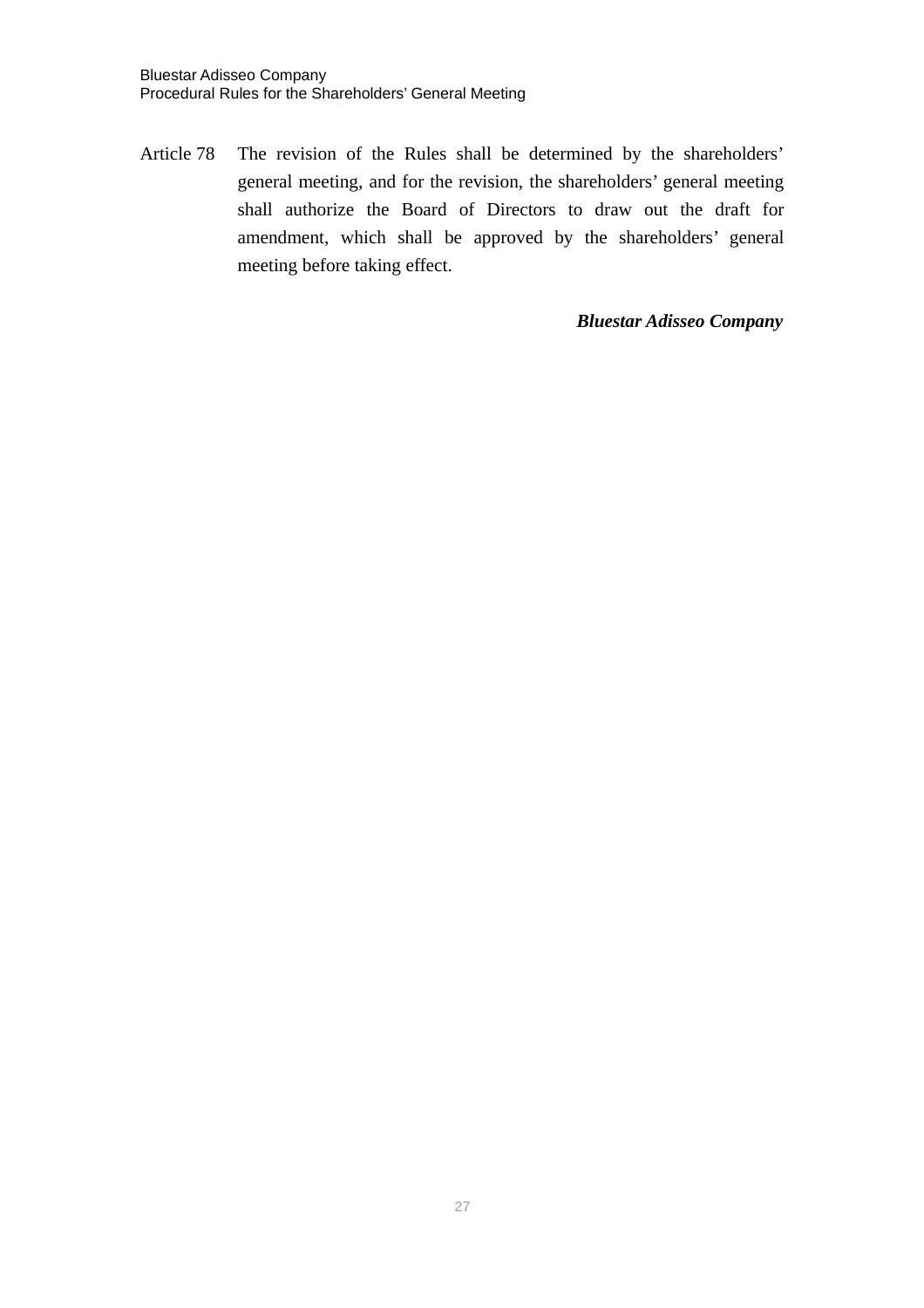Article 78 The revision of the Rules shall be determined by the shareholders' general meeting, and for the revision, the shareholders' general meeting shall authorize the Board of Directors to draw out the draft for amendment, which shall be approved by the shareholders' general meeting before taking effect.

***Bluestar Adisseo Company***